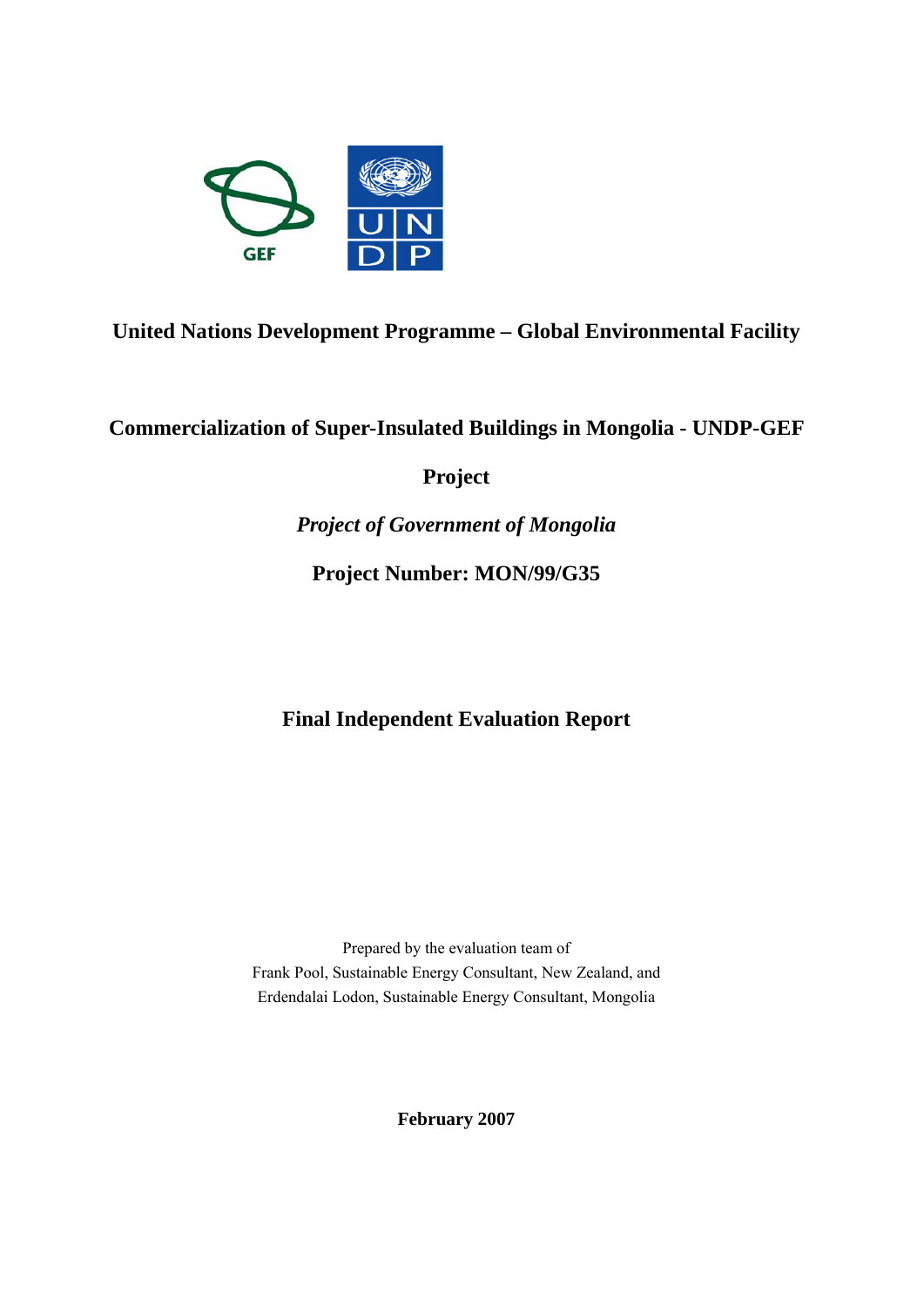GEF

UNDP

**United Nations Development Programme – Global Environmental Facility**

# Commercialization of Super-Insulated Buildings in Mongolia - UNDP-GEF Project

***Project of Government of Mongolia***

**Project Number: MON/99/G35**

**Final Independent Evaluation Report**

Prepared by the evaluation team of
Frank Pool, Sustainable Energy Consultant, New Zealand, and
Erdendalai Lodon, Sustainable Energy Consultant, Mongolia

**February 2007**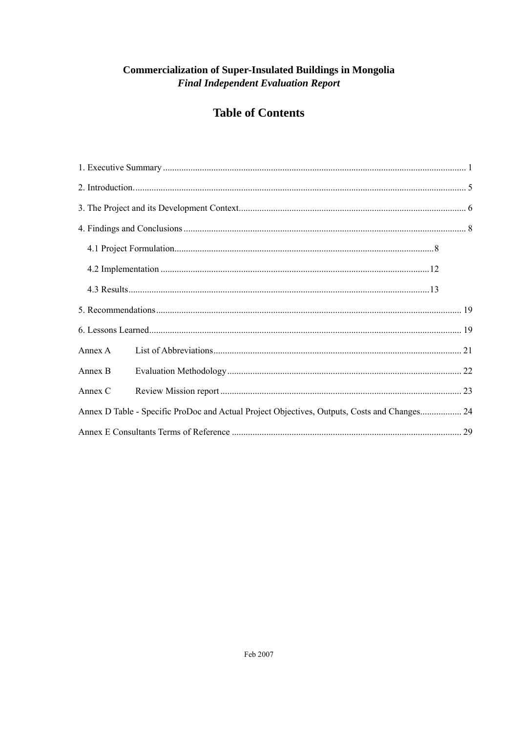**Commercialization of Super-Insulated Buildings in Mongolia**
***Final Independent Evaluation Report***

# Table of Contents

1. Executive Summary ........................................ 1

2. Introduction. ........................................ 5

3. The Project and its Development Context ........................................ 6

4. Findings and Conclusions ........................................ 8

  4.1 Project Formulation ........................................ 8

  4.2 Implementation ........................................ 12

  4.3 Results ........................................ 13

5. Recommendations ........................................ 19

6. Lessons Learned ........................................ 19

Annex A  List of Abbreviations ........................................ 21

Annex B  Evaluation Methodology ........................................ 22

Annex C  Review Mission report ........................................ 23

Annex D Table - Specific ProDoc and Actual Project Objectives, Outputs, Costs and Changes ........................................ 24

Annex E Consultants Terms of Reference ........................................ 29

Feb 2007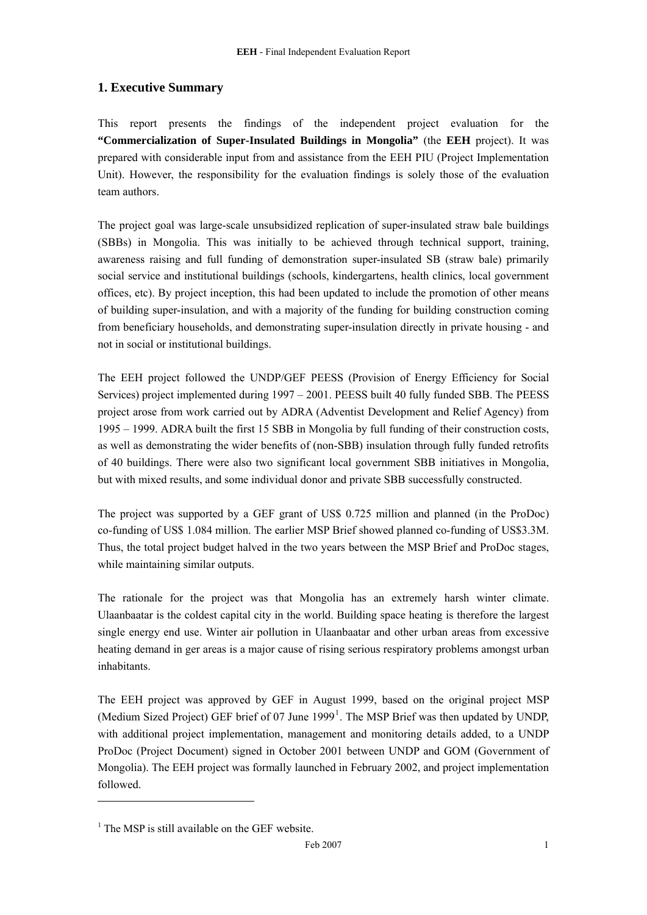## 1. Executive Summary

This report presents the findings of the independent project evaluation for the **"Commercialization of Super-Insulated Buildings in Mongolia"** (the **EEH** project). It was prepared with considerable input from and assistance from the EEH PIU (Project Implementation Unit). However, the responsibility for the evaluation findings is solely those of the evaluation team authors.

The project goal was large-scale unsubsidized replication of super-insulated straw bale buildings (SBBs) in Mongolia. This was initially to be achieved through technical support, training, awareness raising and full funding of demonstration super-insulated SB (straw bale) primarily social service and institutional buildings (schools, kindergartens, health clinics, local government offices, etc). By project inception, this had been updated to include the promotion of other means of building super-insulation, and with a majority of the funding for building construction coming from beneficiary households, and demonstrating super-insulation directly in private housing - and not in social or institutional buildings.

The EEH project followed the UNDP/GEF PEESS (Provision of Energy Efficiency for Social Services) project implemented during 1997 – 2001. PEESS built 40 fully funded SBB. The PEESS project arose from work carried out by ADRA (Adventist Development and Relief Agency) from 1995 – 1999. ADRA built the first 15 SBB in Mongolia by full funding of their construction costs, as well as demonstrating the wider benefits of (non-SBB) insulation through fully funded retrofits of 40 buildings. There were also two significant local government SBB initiatives in Mongolia, but with mixed results, and some individual donor and private SBB successfully constructed.

The project was supported by a GEF grant of US$ 0.725 million and planned (in the ProDoc) co-funding of US$ 1.084 million. The earlier MSP Brief showed planned co-funding of US$3.3M. Thus, the total project budget halved in the two years between the MSP Brief and ProDoc stages, while maintaining similar outputs.

The rationale for the project was that Mongolia has an extremely harsh winter climate. Ulaanbaatar is the coldest capital city in the world. Building space heating is therefore the largest single energy end use. Winter air pollution in Ulaanbaatar and other urban areas from excessive heating demand in ger areas is a major cause of rising serious respiratory problems amongst urban inhabitants.

The EEH project was approved by GEF in August 1999, based on the original project MSP (Medium Sized Project) GEF brief of 07 June 1999[1]. The MSP Brief was then updated by UNDP, with additional project implementation, management and monitoring details added, to a UNDP ProDoc (Project Document) signed in October 2001 between UNDP and GOM (Government of Mongolia). The EEH project was formally launched in February 2002, and project implementation followed.

---

[1] The MSP is still available on the GEF website.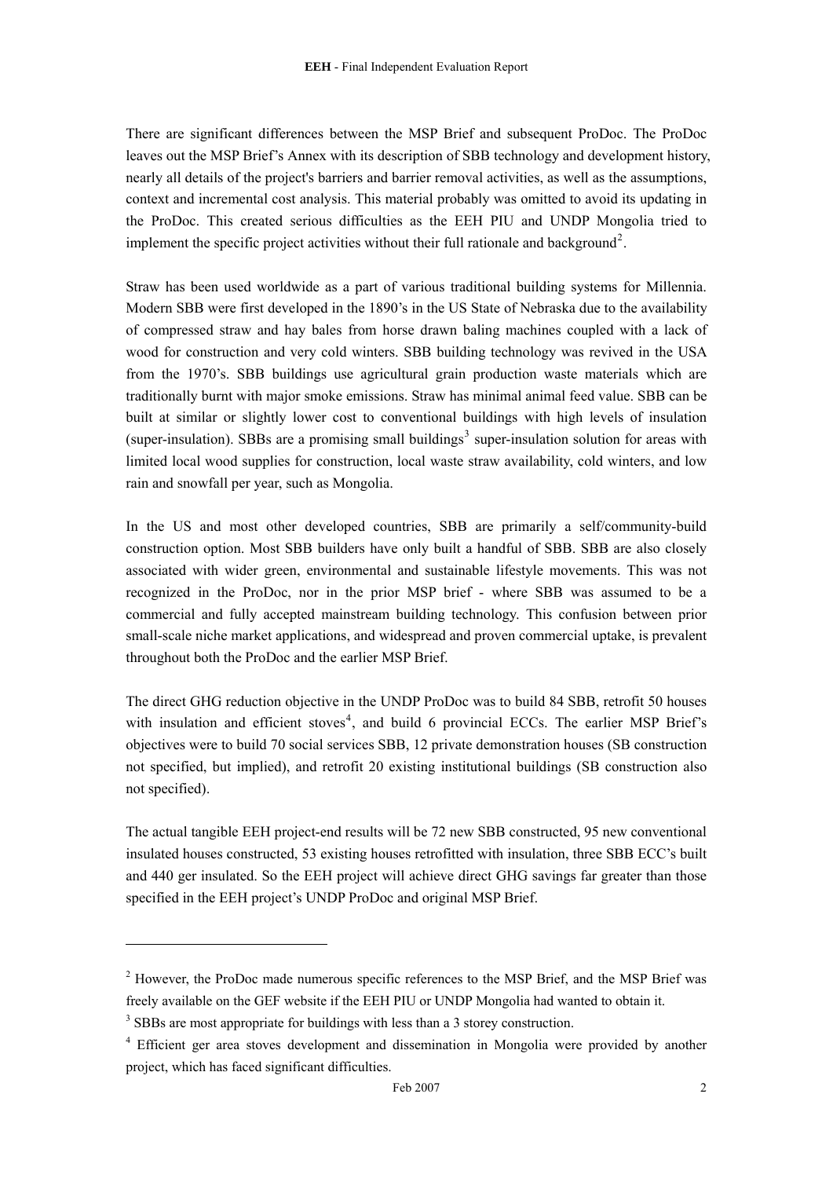There are significant differences between the MSP Brief and subsequent ProDoc. The ProDoc leaves out the MSP Brief's Annex with its description of SBB technology and development history, nearly all details of the project's barriers and barrier removal activities, as well as the assumptions, context and incremental cost analysis. This material probably was omitted to avoid its updating in the ProDoc. This created serious difficulties as the EEH PIU and UNDP Mongolia tried to implement the specific project activities without their full rationale and background[2].

Straw has been used worldwide as a part of various traditional building systems for Millennia. Modern SBB were first developed in the 1890's in the US State of Nebraska due to the availability of compressed straw and hay bales from horse drawn baling machines coupled with a lack of wood for construction and very cold winters. SBB building technology was revived in the USA from the 1970's. SBB buildings use agricultural grain production waste materials which are traditionally burnt with major smoke emissions. Straw has minimal animal feed value. SBB can be built at similar or slightly lower cost to conventional buildings with high levels of insulation (super-insulation). SBBs are a promising small buildings[3] super-insulation solution for areas with limited local wood supplies for construction, local waste straw availability, cold winters, and low rain and snowfall per year, such as Mongolia.

In the US and most other developed countries, SBB are primarily a self/community-build construction option. Most SBB builders have only built a handful of SBB. SBB are also closely associated with wider green, environmental and sustainable lifestyle movements. This was not recognized in the ProDoc, nor in the prior MSP brief - where SBB was assumed to be a commercial and fully accepted mainstream building technology. This confusion between prior small-scale niche market applications, and widespread and proven commercial uptake, is prevalent throughout both the ProDoc and the earlier MSP Brief.

The direct GHG reduction objective in the UNDP ProDoc was to build 84 SBB, retrofit 50 houses with insulation and efficient stoves[4], and build 6 provincial ECCs. The earlier MSP Brief's objectives were to build 70 social services SBB, 12 private demonstration houses (SB construction not specified, but implied), and retrofit 20 existing institutional buildings (SB construction also not specified).

The actual tangible EEH project-end results will be 72 new SBB constructed, 95 new conventional insulated houses constructed, 53 existing houses retrofitted with insulation, three SBB ECC's built and 440 ger insulated. So the EEH project will achieve direct GHG savings far greater than those specified in the EEH project's UNDP ProDoc and original MSP Brief.

---

[2] However, the ProDoc made numerous specific references to the MSP Brief, and the MSP Brief was freely available on the GEF website if the EEH PIU or UNDP Mongolia had wanted to obtain it.

[3] SBBs are most appropriate for buildings with less than a 3 storey construction.

[4] Efficient ger area stoves development and dissemination in Mongolia were provided by another project, which has faced significant difficulties.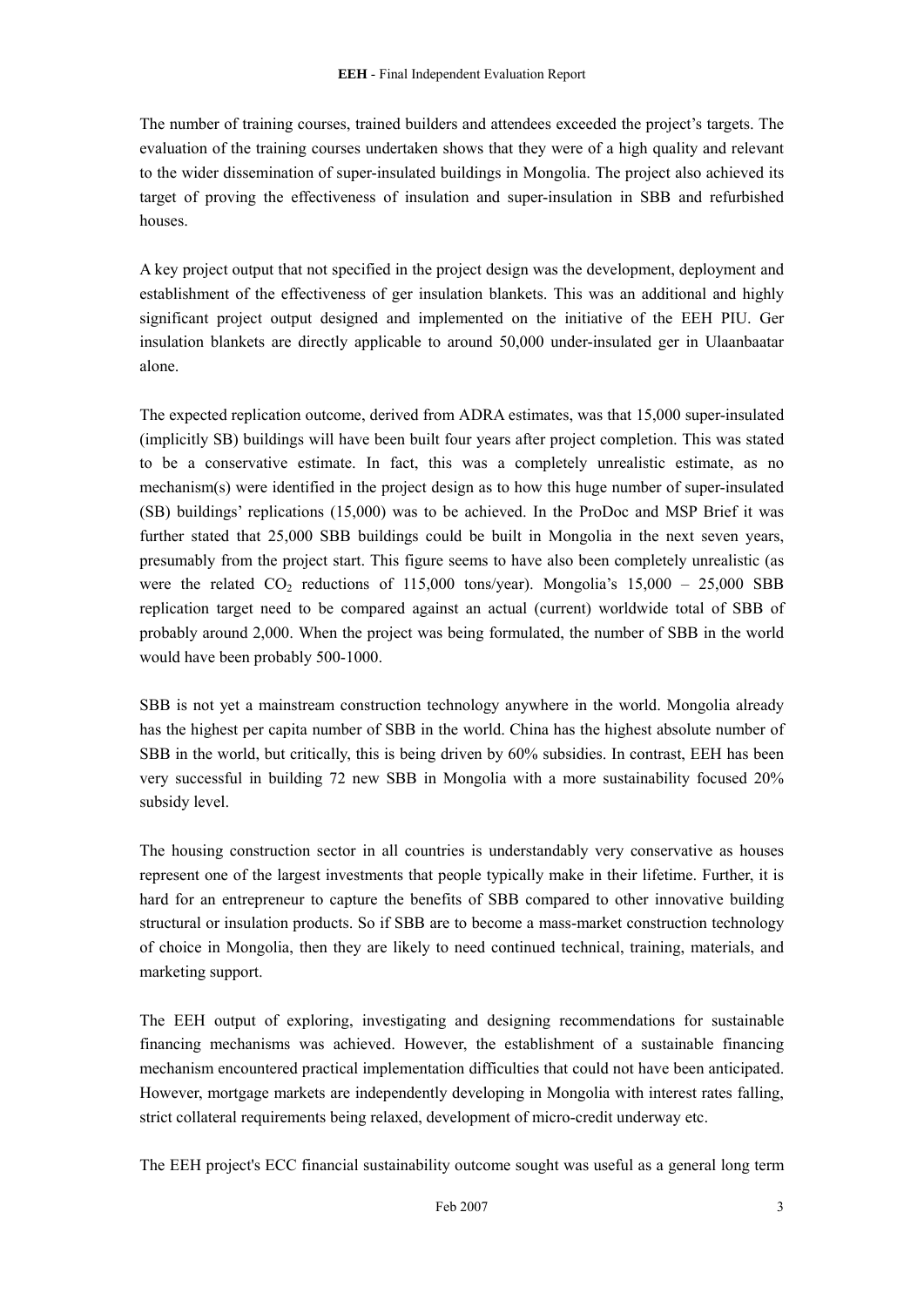The number of training courses, trained builders and attendees exceeded the project's targets. The evaluation of the training courses undertaken shows that they were of a high quality and relevant to the wider dissemination of super-insulated buildings in Mongolia. The project also achieved its target of proving the effectiveness of insulation and super-insulation in SBB and refurbished houses.

A key project output that not specified in the project design was the development, deployment and establishment of the effectiveness of ger insulation blankets. This was an additional and highly significant project output designed and implemented on the initiative of the EEH PIU. Ger insulation blankets are directly applicable to around 50,000 under-insulated ger in Ulaanbaatar alone.

The expected replication outcome, derived from ADRA estimates, was that 15,000 super-insulated (implicitly SB) buildings will have been built four years after project completion. This was stated to be a conservative estimate. In fact, this was a completely unrealistic estimate, as no mechanism(s) were identified in the project design as to how this huge number of super-insulated (SB) buildings' replications (15,000) was to be achieved. In the ProDoc and MSP Brief it was further stated that 25,000 SBB buildings could be built in Mongolia in the next seven years, presumably from the project start. This figure seems to have also been completely unrealistic (as were the related $CO_2$ reductions of 115,000 tons/year). Mongolia's 15,000 – 25,000 SBB replication target need to be compared against an actual (current) worldwide total of SBB of probably around 2,000. When the project was being formulated, the number of SBB in the world would have been probably 500-1000.

SBB is not yet a mainstream construction technology anywhere in the world. Mongolia already has the highest per capita number of SBB in the world. China has the highest absolute number of SBB in the world, but critically, this is being driven by 60% subsidies. In contrast, EEH has been very successful in building 72 new SBB in Mongolia with a more sustainability focused 20% subsidy level.

The housing construction sector in all countries is understandably very conservative as houses represent one of the largest investments that people typically make in their lifetime. Further, it is hard for an entrepreneur to capture the benefits of SBB compared to other innovative building structural or insulation products. So if SBB are to become a mass-market construction technology of choice in Mongolia, then they are likely to need continued technical, training, materials, and marketing support.

The EEH output of exploring, investigating and designing recommendations for sustainable financing mechanisms was achieved. However, the establishment of a sustainable financing mechanism encountered practical implementation difficulties that could not have been anticipated. However, mortgage markets are independently developing in Mongolia with interest rates falling, strict collateral requirements being relaxed, development of micro-credit underway etc.

The EEH project's ECC financial sustainability outcome sought was useful as a general long term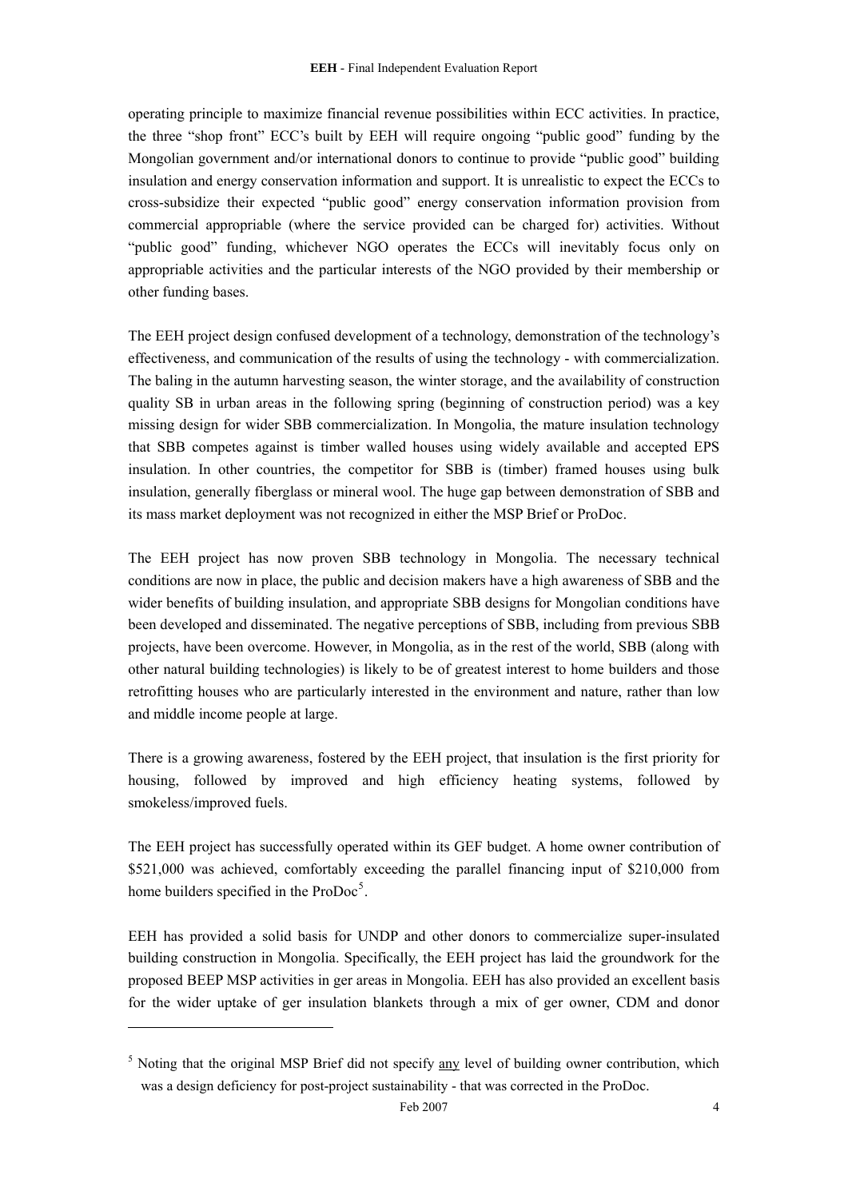operating principle to maximize financial revenue possibilities within ECC activities. In practice, the three "shop front" ECC's built by EEH will require ongoing "public good" funding by the Mongolian government and/or international donors to continue to provide "public good" building insulation and energy conservation information and support. It is unrealistic to expect the ECCs to cross-subsidize their expected "public good" energy conservation information provision from commercial appropriable (where the service provided can be charged for) activities. Without "public good" funding, whichever NGO operates the ECCs will inevitably focus only on appropriable activities and the particular interests of the NGO provided by their membership or other funding bases.

The EEH project design confused development of a technology, demonstration of the technology's effectiveness, and communication of the results of using the technology - with commercialization. The baling in the autumn harvesting season, the winter storage, and the availability of construction quality SB in urban areas in the following spring (beginning of construction period) was a key missing design for wider SBB commercialization. In Mongolia, the mature insulation technology that SBB competes against is timber walled houses using widely available and accepted EPS insulation. In other countries, the competitor for SBB is (timber) framed houses using bulk insulation, generally fiberglass or mineral wool. The huge gap between demonstration of SBB and its mass market deployment was not recognized in either the MSP Brief or ProDoc.

The EEH project has now proven SBB technology in Mongolia. The necessary technical conditions are now in place, the public and decision makers have a high awareness of SBB and the wider benefits of building insulation, and appropriate SBB designs for Mongolian conditions have been developed and disseminated. The negative perceptions of SBB, including from previous SBB projects, have been overcome. However, in Mongolia, as in the rest of the world, SBB (along with other natural building technologies) is likely to be of greatest interest to home builders and those retrofitting houses who are particularly interested in the environment and nature, rather than low and middle income people at large.

There is a growing awareness, fostered by the EEH project, that insulation is the first priority for housing, followed by improved and high efficiency heating systems, followed by smokeless/improved fuels.

The EEH project has successfully operated within its GEF budget. A home owner contribution of \$521,000 was achieved, comfortably exceeding the parallel financing input of \$210,000 from home builders specified in the ProDoc[5].

EEH has provided a solid basis for UNDP and other donors to commercialize super-insulated building construction in Mongolia. Specifically, the EEH project has laid the groundwork for the proposed BEEP MSP activities in ger areas in Mongolia. EEH has also provided an excellent basis for the wider uptake of ger insulation blankets through a mix of ger owner, CDM and donor

---

[5] Noting that the original MSP Brief did not specify any level of building owner contribution, which was a design deficiency for post-project sustainability - that was corrected in the ProDoc.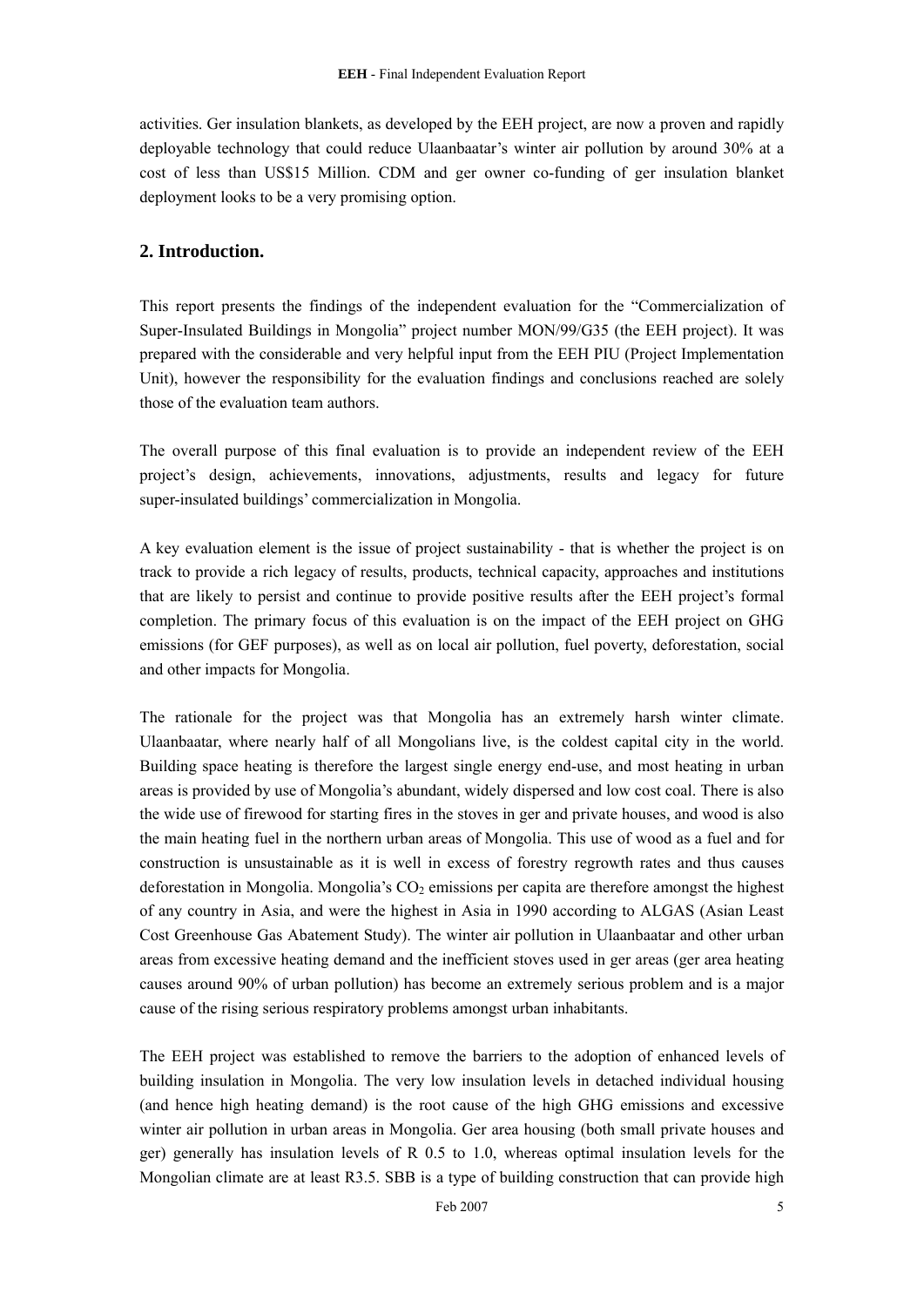activities. Ger insulation blankets, as developed by the EEH project, are now a proven and rapidly deployable technology that could reduce Ulaanbaatar's winter air pollution by around 30% at a cost of less than US$15 Million. CDM and ger owner co-funding of ger insulation blanket deployment looks to be a very promising option.

## 2. Introduction.

This report presents the findings of the independent evaluation for the "Commercialization of Super-Insulated Buildings in Mongolia" project number MON/99/G35 (the EEH project). It was prepared with the considerable and very helpful input from the EEH PIU (Project Implementation Unit), however the responsibility for the evaluation findings and conclusions reached are solely those of the evaluation team authors.

The overall purpose of this final evaluation is to provide an independent review of the EEH project's design, achievements, innovations, adjustments, results and legacy for future super-insulated buildings' commercialization in Mongolia.

A key evaluation element is the issue of project sustainability - that is whether the project is on track to provide a rich legacy of results, products, technical capacity, approaches and institutions that are likely to persist and continue to provide positive results after the EEH project's formal completion. The primary focus of this evaluation is on the impact of the EEH project on GHG emissions (for GEF purposes), as well as on local air pollution, fuel poverty, deforestation, social and other impacts for Mongolia.

The rationale for the project was that Mongolia has an extremely harsh winter climate. Ulaanbaatar, where nearly half of all Mongolians live, is the coldest capital city in the world. Building space heating is therefore the largest single energy end-use, and most heating in urban areas is provided by use of Mongolia's abundant, widely dispersed and low cost coal. There is also the wide use of firewood for starting fires in the stoves in ger and private houses, and wood is also the main heating fuel in the northern urban areas of Mongolia. This use of wood as a fuel and for construction is unsustainable as it is well in excess of forestry regrowth rates and thus causes deforestation in Mongolia. Mongolia's $CO_2$ emissions per capita are therefore amongst the highest of any country in Asia, and were the highest in Asia in 1990 according to ALGAS (Asian Least Cost Greenhouse Gas Abatement Study). The winter air pollution in Ulaanbaatar and other urban areas from excessive heating demand and the inefficient stoves used in ger areas (ger area heating causes around 90% of urban pollution) has become an extremely serious problem and is a major cause of the rising serious respiratory problems amongst urban inhabitants.

The EEH project was established to remove the barriers to the adoption of enhanced levels of building insulation in Mongolia. The very low insulation levels in detached individual housing (and hence high heating demand) is the root cause of the high GHG emissions and excessive winter air pollution in urban areas in Mongolia. Ger area housing (both small private houses and ger) generally has insulation levels of R 0.5 to 1.0, whereas optimal insulation levels for the Mongolian climate are at least R3.5. SBB is a type of building construction that can provide high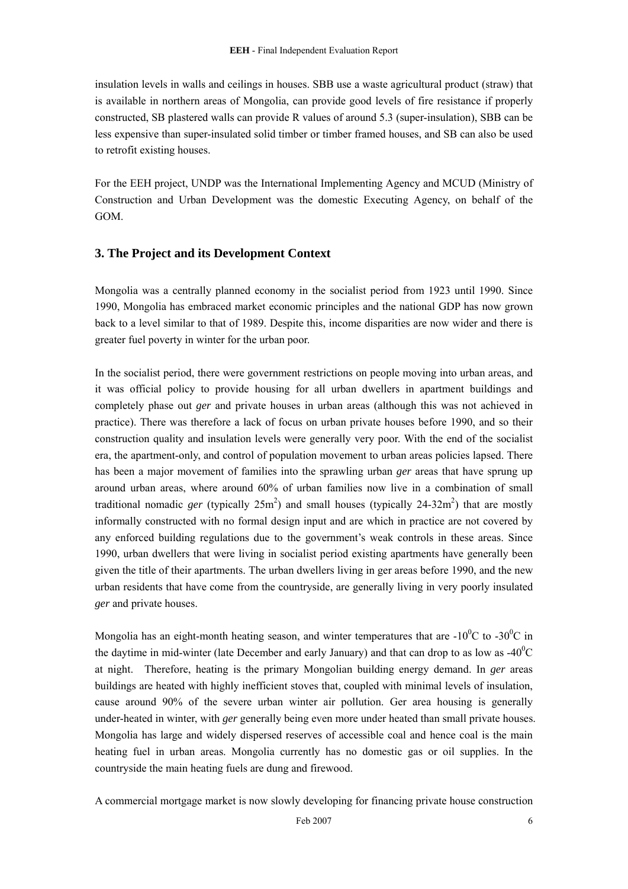insulation levels in walls and ceilings in houses. SBB use a waste agricultural product (straw) that is available in northern areas of Mongolia, can provide good levels of fire resistance if properly constructed, SB plastered walls can provide R values of around 5.3 (super-insulation), SBB can be less expensive than super-insulated solid timber or timber framed houses, and SB can also be used to retrofit existing houses.

For the EEH project, UNDP was the International Implementing Agency and MCUD (Ministry of Construction and Urban Development was the domestic Executing Agency, on behalf of the GOM.

## 3. The Project and its Development Context

Mongolia was a centrally planned economy in the socialist period from 1923 until 1990. Since 1990, Mongolia has embraced market economic principles and the national GDP has now grown back to a level similar to that of 1989. Despite this, income disparities are now wider and there is greater fuel poverty in winter for the urban poor.

In the socialist period, there were government restrictions on people moving into urban areas, and it was official policy to provide housing for all urban dwellers in apartment buildings and completely phase out *ger* and private houses in urban areas (although this was not achieved in practice). There was therefore a lack of focus on urban private houses before 1990, and so their construction quality and insulation levels were generally very poor. With the end of the socialist era, the apartment-only, and control of population movement to urban areas policies lapsed. There has been a major movement of families into the sprawling urban *ger* areas that have sprung up around urban areas, where around 60% of urban families now live in a combination of small traditional nomadic *ger* (typically $25m^2$) and small houses (typically $24\text{-}32m^2$) that are mostly informally constructed with no formal design input and are which in practice are not covered by any enforced building regulations due to the government's weak controls in these areas. Since 1990, urban dwellers that were living in socialist period existing apartments have generally been given the title of their apartments. The urban dwellers living in ger areas before 1990, and the new urban residents that have come from the countryside, are generally living in very poorly insulated *ger* and private houses.

Mongolia has an eight-month heating season, and winter temperatures that are $-10^0$C to $-30^0$C in the daytime in mid-winter (late December and early January) and that can drop to as low as $-40^0$C at night. Therefore, heating is the primary Mongolian building energy demand. In *ger* areas buildings are heated with highly inefficient stoves that, coupled with minimal levels of insulation, cause around 90% of the severe urban winter air pollution. Ger area housing is generally under-heated in winter, with *ger* generally being even more under heated than small private houses. Mongolia has large and widely dispersed reserves of accessible coal and hence coal is the main heating fuel in urban areas. Mongolia currently has no domestic gas or oil supplies. In the countryside the main heating fuels are dung and firewood.

A commercial mortgage market is now slowly developing for financing private house construction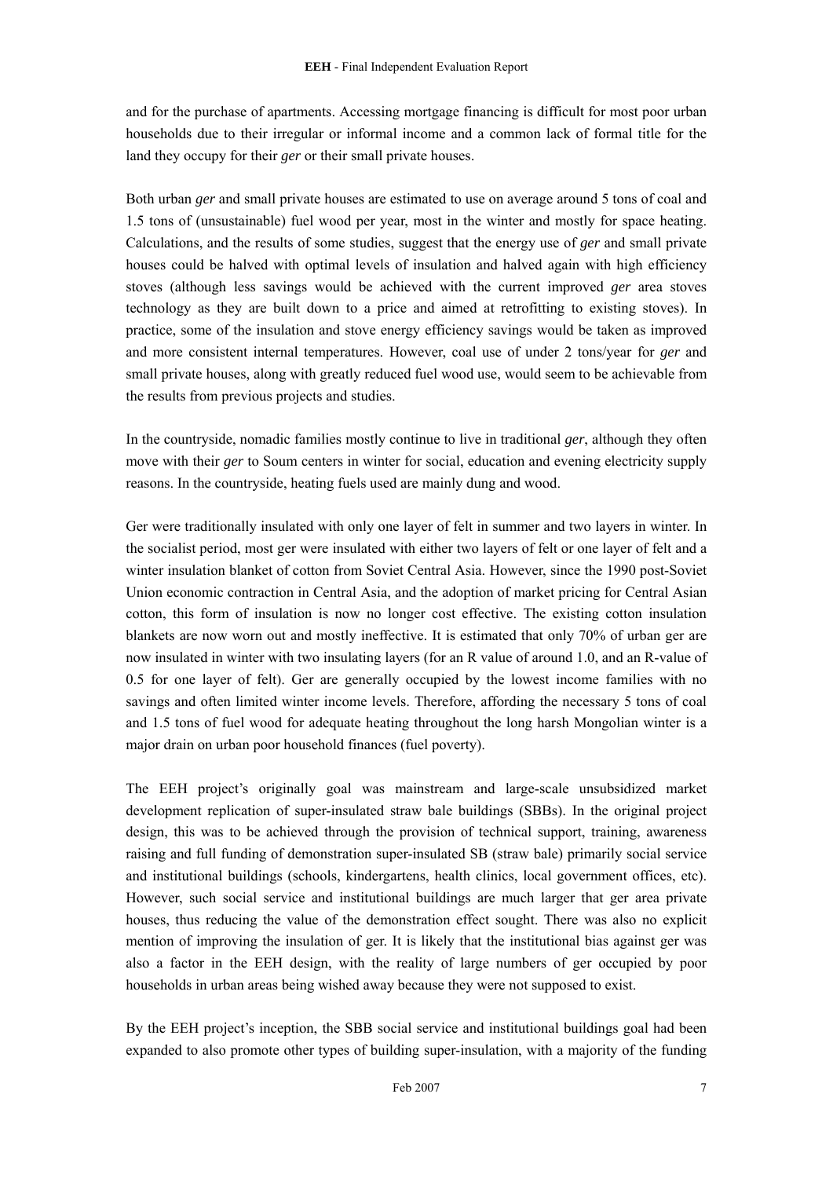and for the purchase of apartments. Accessing mortgage financing is difficult for most poor urban households due to their irregular or informal income and a common lack of formal title for the land they occupy for their *ger* or their small private houses.

Both urban *ger* and small private houses are estimated to use on average around 5 tons of coal and 1.5 tons of (unsustainable) fuel wood per year, most in the winter and mostly for space heating. Calculations, and the results of some studies, suggest that the energy use of *ger* and small private houses could be halved with optimal levels of insulation and halved again with high efficiency stoves (although less savings would be achieved with the current improved *ger* area stoves technology as they are built down to a price and aimed at retrofitting to existing stoves). In practice, some of the insulation and stove energy efficiency savings would be taken as improved and more consistent internal temperatures. However, coal use of under 2 tons/year for *ger* and small private houses, along with greatly reduced fuel wood use, would seem to be achievable from the results from previous projects and studies.

In the countryside, nomadic families mostly continue to live in traditional *ger*, although they often move with their *ger* to Soum centers in winter for social, education and evening electricity supply reasons. In the countryside, heating fuels used are mainly dung and wood.

Ger were traditionally insulated with only one layer of felt in summer and two layers in winter. In the socialist period, most ger were insulated with either two layers of felt or one layer of felt and a winter insulation blanket of cotton from Soviet Central Asia. However, since the 1990 post-Soviet Union economic contraction in Central Asia, and the adoption of market pricing for Central Asian cotton, this form of insulation is now no longer cost effective. The existing cotton insulation blankets are now worn out and mostly ineffective. It is estimated that only 70% of urban ger are now insulated in winter with two insulating layers (for an R value of around 1.0, and an R-value of 0.5 for one layer of felt). Ger are generally occupied by the lowest income families with no savings and often limited winter income levels. Therefore, affording the necessary 5 tons of coal and 1.5 tons of fuel wood for adequate heating throughout the long harsh Mongolian winter is a major drain on urban poor household finances (fuel poverty).

The EEH project's originally goal was mainstream and large-scale unsubsidized market development replication of super-insulated straw bale buildings (SBBs). In the original project design, this was to be achieved through the provision of technical support, training, awareness raising and full funding of demonstration super-insulated SB (straw bale) primarily social service and institutional buildings (schools, kindergartens, health clinics, local government offices, etc). However, such social service and institutional buildings are much larger that ger area private houses, thus reducing the value of the demonstration effect sought. There was also no explicit mention of improving the insulation of ger. It is likely that the institutional bias against ger was also a factor in the EEH design, with the reality of large numbers of ger occupied by poor households in urban areas being wished away because they were not supposed to exist.

By the EEH project's inception, the SBB social service and institutional buildings goal had been expanded to also promote other types of building super-insulation, with a majority of the funding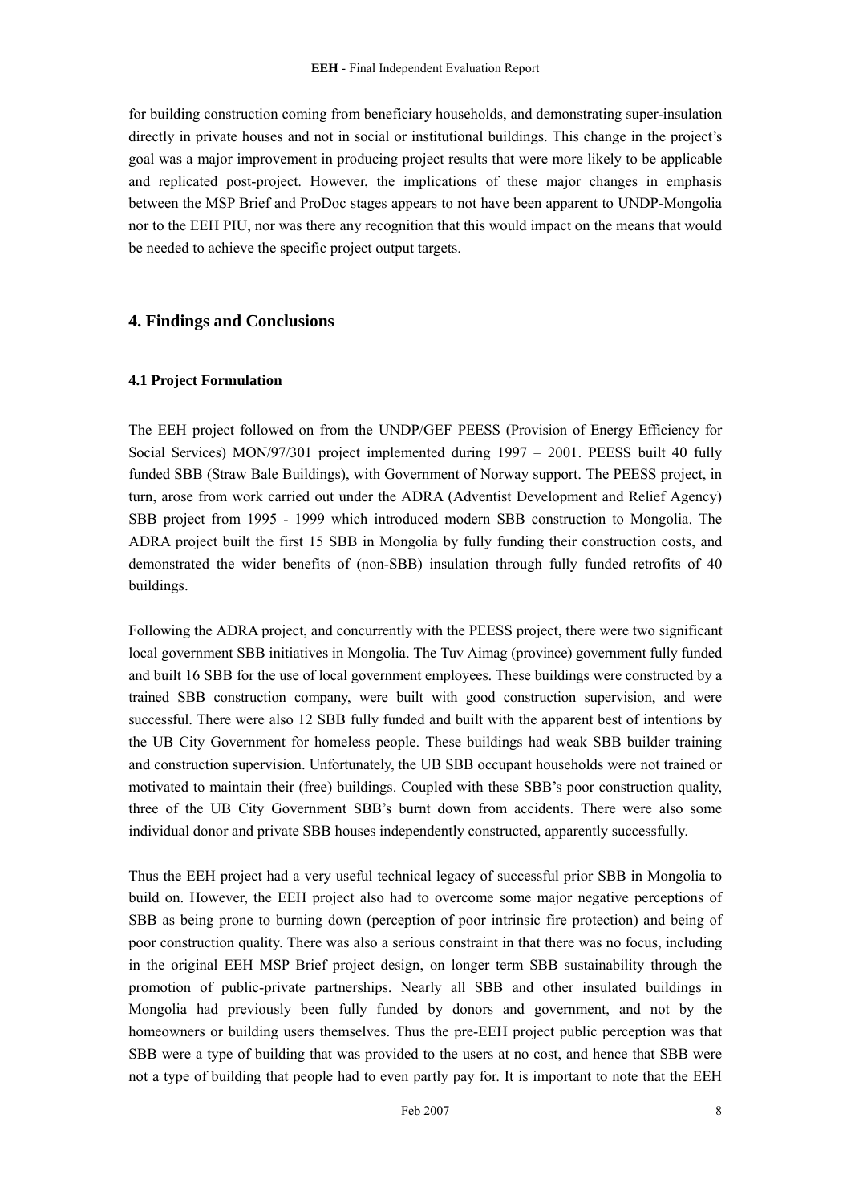for building construction coming from beneficiary households, and demonstrating super-insulation directly in private houses and not in social or institutional buildings. This change in the project's goal was a major improvement in producing project results that were more likely to be applicable and replicated post-project. However, the implications of these major changes in emphasis between the MSP Brief and ProDoc stages appears to not have been apparent to UNDP-Mongolia nor to the EEH PIU, nor was there any recognition that this would impact on the means that would be needed to achieve the specific project output targets.

## 4. Findings and Conclusions

### 4.1 Project Formulation

The EEH project followed on from the UNDP/GEF PEESS (Provision of Energy Efficiency for Social Services) MON/97/301 project implemented during 1997 – 2001. PEESS built 40 fully funded SBB (Straw Bale Buildings), with Government of Norway support. The PEESS project, in turn, arose from work carried out under the ADRA (Adventist Development and Relief Agency) SBB project from 1995 - 1999 which introduced modern SBB construction to Mongolia. The ADRA project built the first 15 SBB in Mongolia by fully funding their construction costs, and demonstrated the wider benefits of (non-SBB) insulation through fully funded retrofits of 40 buildings.

Following the ADRA project, and concurrently with the PEESS project, there were two significant local government SBB initiatives in Mongolia. The Tuv Aimag (province) government fully funded and built 16 SBB for the use of local government employees. These buildings were constructed by a trained SBB construction company, were built with good construction supervision, and were successful. There were also 12 SBB fully funded and built with the apparent best of intentions by the UB City Government for homeless people. These buildings had weak SBB builder training and construction supervision. Unfortunately, the UB SBB occupant households were not trained or motivated to maintain their (free) buildings. Coupled with these SBB's poor construction quality, three of the UB City Government SBB's burnt down from accidents. There were also some individual donor and private SBB houses independently constructed, apparently successfully.

Thus the EEH project had a very useful technical legacy of successful prior SBB in Mongolia to build on. However, the EEH project also had to overcome some major negative perceptions of SBB as being prone to burning down (perception of poor intrinsic fire protection) and being of poor construction quality. There was also a serious constraint in that there was no focus, including in the original EEH MSP Brief project design, on longer term SBB sustainability through the promotion of public-private partnerships. Nearly all SBB and other insulated buildings in Mongolia had previously been fully funded by donors and government, and not by the homeowners or building users themselves. Thus the pre-EEH project public perception was that SBB were a type of building that was provided to the users at no cost, and hence that SBB were not a type of building that people had to even partly pay for. It is important to note that the EEH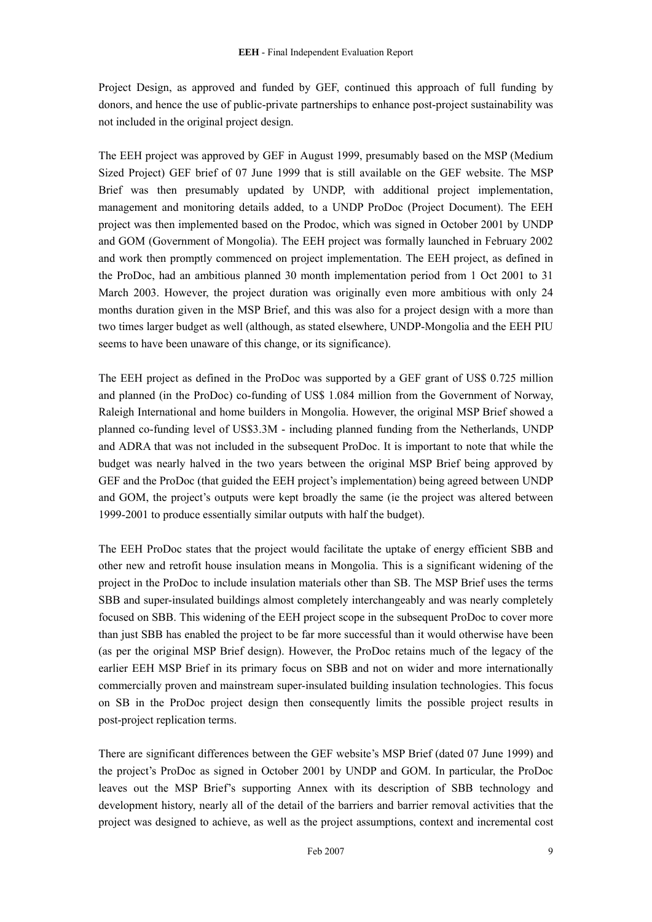Project Design, as approved and funded by GEF, continued this approach of full funding by donors, and hence the use of public-private partnerships to enhance post-project sustainability was not included in the original project design.

The EEH project was approved by GEF in August 1999, presumably based on the MSP (Medium Sized Project) GEF brief of 07 June 1999 that is still available on the GEF website. The MSP Brief was then presumably updated by UNDP, with additional project implementation, management and monitoring details added, to a UNDP ProDoc (Project Document). The EEH project was then implemented based on the Prodoc, which was signed in October 2001 by UNDP and GOM (Government of Mongolia). The EEH project was formally launched in February 2002 and work then promptly commenced on project implementation. The EEH project, as defined in the ProDoc, had an ambitious planned 30 month implementation period from 1 Oct 2001 to 31 March 2003. However, the project duration was originally even more ambitious with only 24 months duration given in the MSP Brief, and this was also for a project design with a more than two times larger budget as well (although, as stated elsewhere, UNDP-Mongolia and the EEH PIU seems to have been unaware of this change, or its significance).

The EEH project as defined in the ProDoc was supported by a GEF grant of US$ 0.725 million and planned (in the ProDoc) co-funding of US$ 1.084 million from the Government of Norway, Raleigh International and home builders in Mongolia. However, the original MSP Brief showed a planned co-funding level of US$3.3M - including planned funding from the Netherlands, UNDP and ADRA that was not included in the subsequent ProDoc. It is important to note that while the budget was nearly halved in the two years between the original MSP Brief being approved by GEF and the ProDoc (that guided the EEH project's implementation) being agreed between UNDP and GOM, the project's outputs were kept broadly the same (ie the project was altered between 1999-2001 to produce essentially similar outputs with half the budget).

The EEH ProDoc states that the project would facilitate the uptake of energy efficient SBB and other new and retrofit house insulation means in Mongolia. This is a significant widening of the project in the ProDoc to include insulation materials other than SB. The MSP Brief uses the terms SBB and super-insulated buildings almost completely interchangeably and was nearly completely focused on SBB. This widening of the EEH project scope in the subsequent ProDoc to cover more than just SBB has enabled the project to be far more successful than it would otherwise have been (as per the original MSP Brief design). However, the ProDoc retains much of the legacy of the earlier EEH MSP Brief in its primary focus on SBB and not on wider and more internationally commercially proven and mainstream super-insulated building insulation technologies. This focus on SB in the ProDoc project design then consequently limits the possible project results in post-project replication terms.

There are significant differences between the GEF website's MSP Brief (dated 07 June 1999) and the project's ProDoc as signed in October 2001 by UNDP and GOM. In particular, the ProDoc leaves out the MSP Brief's supporting Annex with its description of SBB technology and development history, nearly all of the detail of the barriers and barrier removal activities that the project was designed to achieve, as well as the project assumptions, context and incremental cost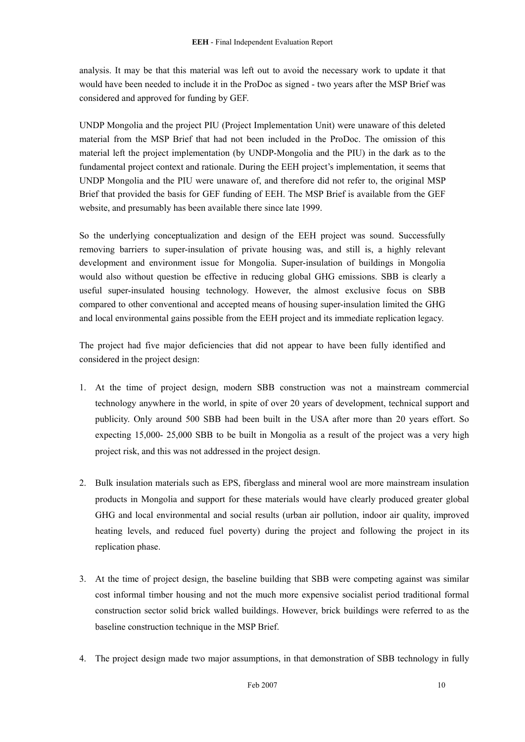analysis. It may be that this material was left out to avoid the necessary work to update it that would have been needed to include it in the ProDoc as signed - two years after the MSP Brief was considered and approved for funding by GEF.

UNDP Mongolia and the project PIU (Project Implementation Unit) were unaware of this deleted material from the MSP Brief that had not been included in the ProDoc. The omission of this material left the project implementation (by UNDP-Mongolia and the PIU) in the dark as to the fundamental project context and rationale. During the EEH project's implementation, it seems that UNDP Mongolia and the PIU were unaware of, and therefore did not refer to, the original MSP Brief that provided the basis for GEF funding of EEH. The MSP Brief is available from the GEF website, and presumably has been available there since late 1999.

So the underlying conceptualization and design of the EEH project was sound. Successfully removing barriers to super-insulation of private housing was, and still is, a highly relevant development and environment issue for Mongolia. Super-insulation of buildings in Mongolia would also without question be effective in reducing global GHG emissions. SBB is clearly a useful super-insulated housing technology. However, the almost exclusive focus on SBB compared to other conventional and accepted means of housing super-insulation limited the GHG and local environmental gains possible from the EEH project and its immediate replication legacy.

The project had five major deficiencies that did not appear to have been fully identified and considered in the project design:

1. At the time of project design, modern SBB construction was not a mainstream commercial technology anywhere in the world, in spite of over 20 years of development, technical support and publicity. Only around 500 SBB had been built in the USA after more than 20 years effort. So expecting 15,000- 25,000 SBB to be built in Mongolia as a result of the project was a very high project risk, and this was not addressed in the project design.

2. Bulk insulation materials such as EPS, fiberglass and mineral wool are more mainstream insulation products in Mongolia and support for these materials would have clearly produced greater global GHG and local environmental and social results (urban air pollution, indoor air quality, improved heating levels, and reduced fuel poverty) during the project and following the project in its replication phase.

3. At the time of project design, the baseline building that SBB were competing against was similar cost informal timber housing and not the much more expensive socialist period traditional formal construction sector solid brick walled buildings. However, brick buildings were referred to as the baseline construction technique in the MSP Brief.

4. The project design made two major assumptions, in that demonstration of SBB technology in fully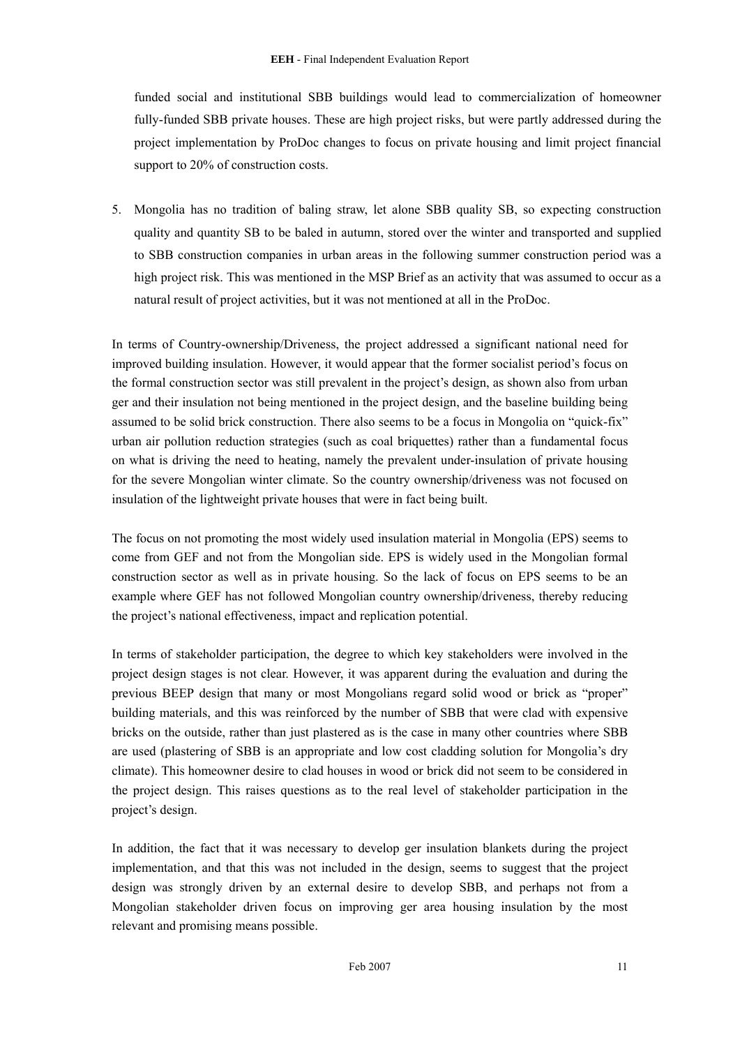funded social and institutional SBB buildings would lead to commercialization of homeowner fully-funded SBB private houses. These are high project risks, but were partly addressed during the project implementation by ProDoc changes to focus on private housing and limit project financial support to 20% of construction costs.

5. Mongolia has no tradition of baling straw, let alone SBB quality SB, so expecting construction quality and quantity SB to be baled in autumn, stored over the winter and transported and supplied to SBB construction companies in urban areas in the following summer construction period was a high project risk. This was mentioned in the MSP Brief as an activity that was assumed to occur as a natural result of project activities, but it was not mentioned at all in the ProDoc.

In terms of Country-ownership/Driveness, the project addressed a significant national need for improved building insulation. However, it would appear that the former socialist period's focus on the formal construction sector was still prevalent in the project's design, as shown also from urban ger and their insulation not being mentioned in the project design, and the baseline building being assumed to be solid brick construction. There also seems to be a focus in Mongolia on "quick-fix" urban air pollution reduction strategies (such as coal briquettes) rather than a fundamental focus on what is driving the need to heating, namely the prevalent under-insulation of private housing for the severe Mongolian winter climate. So the country ownership/driveness was not focused on insulation of the lightweight private houses that were in fact being built.

The focus on not promoting the most widely used insulation material in Mongolia (EPS) seems to come from GEF and not from the Mongolian side. EPS is widely used in the Mongolian formal construction sector as well as in private housing. So the lack of focus on EPS seems to be an example where GEF has not followed Mongolian country ownership/driveness, thereby reducing the project's national effectiveness, impact and replication potential.

In terms of stakeholder participation, the degree to which key stakeholders were involved in the project design stages is not clear. However, it was apparent during the evaluation and during the previous BEEP design that many or most Mongolians regard solid wood or brick as "proper" building materials, and this was reinforced by the number of SBB that were clad with expensive bricks on the outside, rather than just plastered as is the case in many other countries where SBB are used (plastering of SBB is an appropriate and low cost cladding solution for Mongolia's dry climate). This homeowner desire to clad houses in wood or brick did not seem to be considered in the project design. This raises questions as to the real level of stakeholder participation in the project's design.

In addition, the fact that it was necessary to develop ger insulation blankets during the project implementation, and that this was not included in the design, seems to suggest that the project design was strongly driven by an external desire to develop SBB, and perhaps not from a Mongolian stakeholder driven focus on improving ger area housing insulation by the most relevant and promising means possible.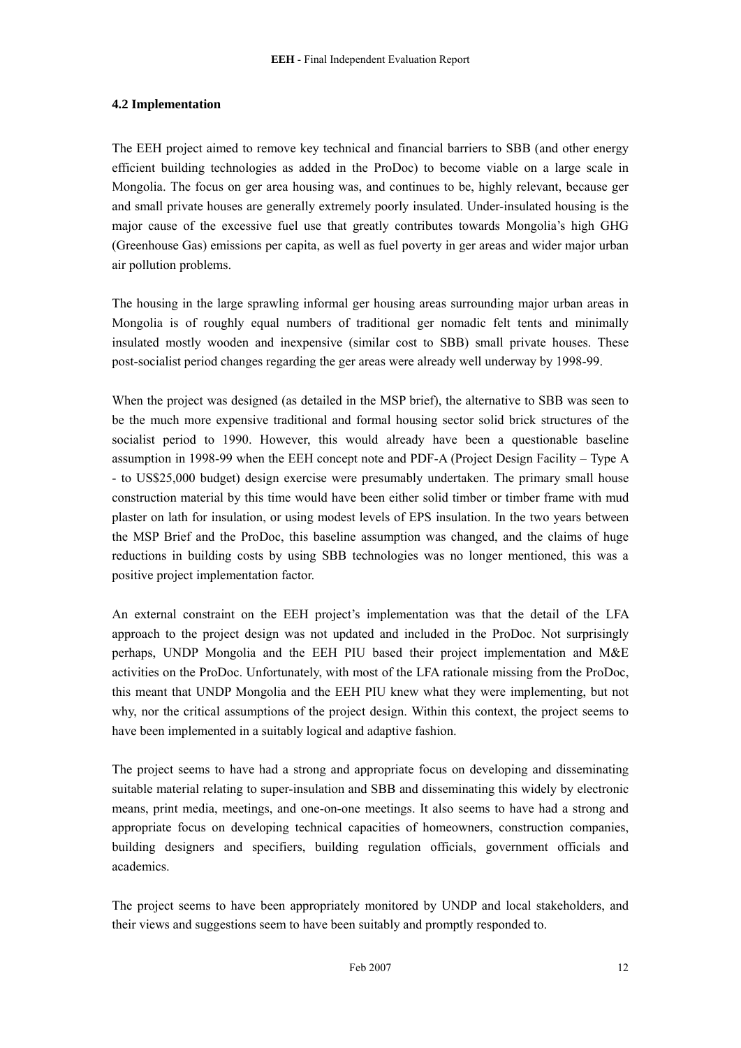## 4.2 Implementation

The EEH project aimed to remove key technical and financial barriers to SBB (and other energy efficient building technologies as added in the ProDoc) to become viable on a large scale in Mongolia. The focus on ger area housing was, and continues to be, highly relevant, because ger and small private houses are generally extremely poorly insulated. Under-insulated housing is the major cause of the excessive fuel use that greatly contributes towards Mongolia's high GHG (Greenhouse Gas) emissions per capita, as well as fuel poverty in ger areas and wider major urban air pollution problems.

The housing in the large sprawling informal ger housing areas surrounding major urban areas in Mongolia is of roughly equal numbers of traditional ger nomadic felt tents and minimally insulated mostly wooden and inexpensive (similar cost to SBB) small private houses. These post-socialist period changes regarding the ger areas were already well underway by 1998-99.

When the project was designed (as detailed in the MSP brief), the alternative to SBB was seen to be the much more expensive traditional and formal housing sector solid brick structures of the socialist period to 1990. However, this would already have been a questionable baseline assumption in 1998-99 when the EEH concept note and PDF-A (Project Design Facility – Type A - to US$25,000 budget) design exercise were presumably undertaken. The primary small house construction material by this time would have been either solid timber or timber frame with mud plaster on lath for insulation, or using modest levels of EPS insulation. In the two years between the MSP Brief and the ProDoc, this baseline assumption was changed, and the claims of huge reductions in building costs by using SBB technologies was no longer mentioned, this was a positive project implementation factor.

An external constraint on the EEH project's implementation was that the detail of the LFA approach to the project design was not updated and included in the ProDoc. Not surprisingly perhaps, UNDP Mongolia and the EEH PIU based their project implementation and M&E activities on the ProDoc. Unfortunately, with most of the LFA rationale missing from the ProDoc, this meant that UNDP Mongolia and the EEH PIU knew what they were implementing, but not why, nor the critical assumptions of the project design. Within this context, the project seems to have been implemented in a suitably logical and adaptive fashion.

The project seems to have had a strong and appropriate focus on developing and disseminating suitable material relating to super-insulation and SBB and disseminating this widely by electronic means, print media, meetings, and one-on-one meetings. It also seems to have had a strong and appropriate focus on developing technical capacities of homeowners, construction companies, building designers and specifiers, building regulation officials, government officials and academics.

The project seems to have been appropriately monitored by UNDP and local stakeholders, and their views and suggestions seem to have been suitably and promptly responded to.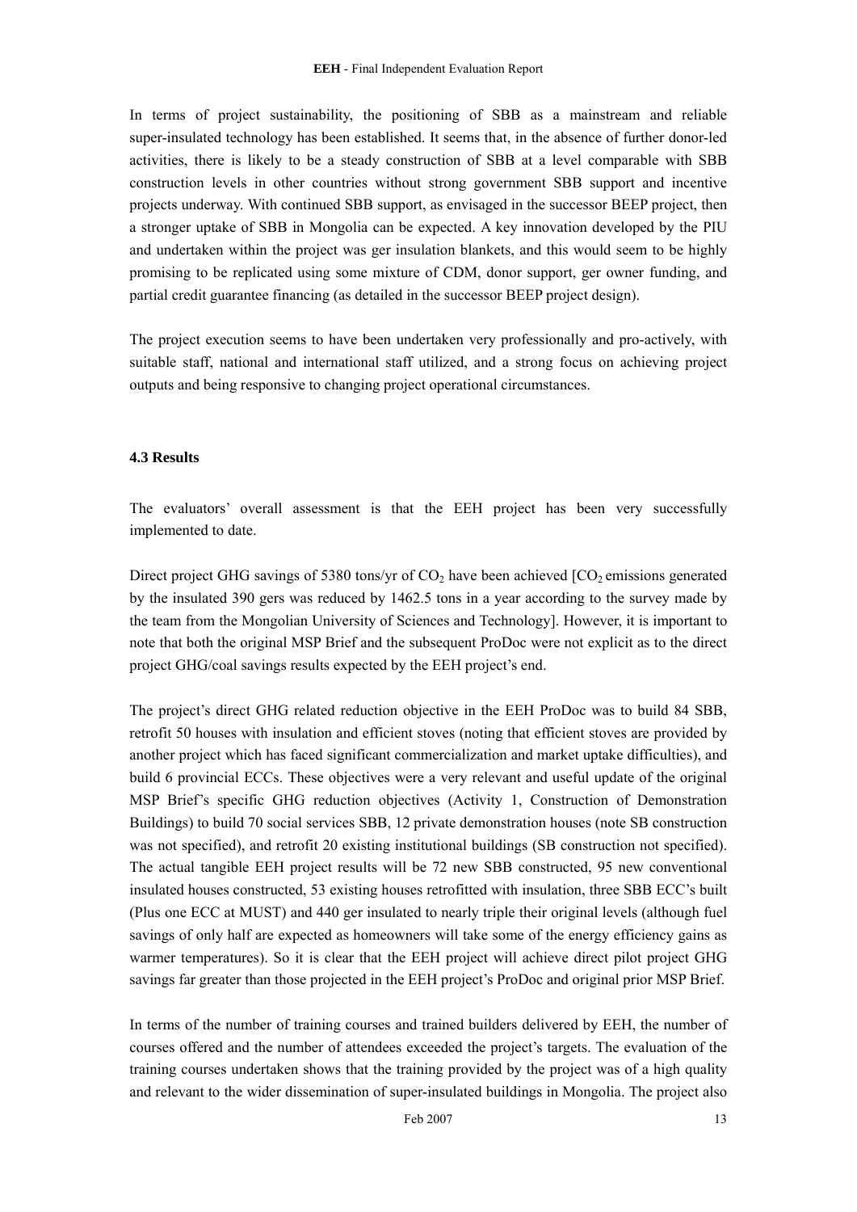In terms of project sustainability, the positioning of SBB as a mainstream and reliable super-insulated technology has been established. It seems that, in the absence of further donor-led activities, there is likely to be a steady construction of SBB at a level comparable with SBB construction levels in other countries without strong government SBB support and incentive projects underway. With continued SBB support, as envisaged in the successor BEEP project, then a stronger uptake of SBB in Mongolia can be expected. A key innovation developed by the PIU and undertaken within the project was ger insulation blankets, and this would seem to be highly promising to be replicated using some mixture of CDM, donor support, ger owner funding, and partial credit guarantee financing (as detailed in the successor BEEP project design).

The project execution seems to have been undertaken very professionally and pro-actively, with suitable staff, national and international staff utilized, and a strong focus on achieving project outputs and being responsive to changing project operational circumstances.

### 4.3 Results

The evaluators' overall assessment is that the EEH project has been very successfully implemented to date.

Direct project GHG savings of 5380 tons/yr of $CO_2$ have been achieved [$CO_2$ emissions generated by the insulated 390 gers was reduced by 1462.5 tons in a year according to the survey made by the team from the Mongolian University of Sciences and Technology]. However, it is important to note that both the original MSP Brief and the subsequent ProDoc were not explicit as to the direct project GHG/coal savings results expected by the EEH project's end.

The project's direct GHG related reduction objective in the EEH ProDoc was to build 84 SBB, retrofit 50 houses with insulation and efficient stoves (noting that efficient stoves are provided by another project which has faced significant commercialization and market uptake difficulties), and build 6 provincial ECCs. These objectives were a very relevant and useful update of the original MSP Brief's specific GHG reduction objectives (Activity 1, Construction of Demonstration Buildings) to build 70 social services SBB, 12 private demonstration houses (note SB construction was not specified), and retrofit 20 existing institutional buildings (SB construction not specified). The actual tangible EEH project results will be 72 new SBB constructed, 95 new conventional insulated houses constructed, 53 existing houses retrofitted with insulation, three SBB ECC's built (Plus one ECC at MUST) and 440 ger insulated to nearly triple their original levels (although fuel savings of only half are expected as homeowners will take some of the energy efficiency gains as warmer temperatures). So it is clear that the EEH project will achieve direct pilot project GHG savings far greater than those projected in the EEH project's ProDoc and original prior MSP Brief.

In terms of the number of training courses and trained builders delivered by EEH, the number of courses offered and the number of attendees exceeded the project's targets. The evaluation of the training courses undertaken shows that the training provided by the project was of a high quality and relevant to the wider dissemination of super-insulated buildings in Mongolia. The project also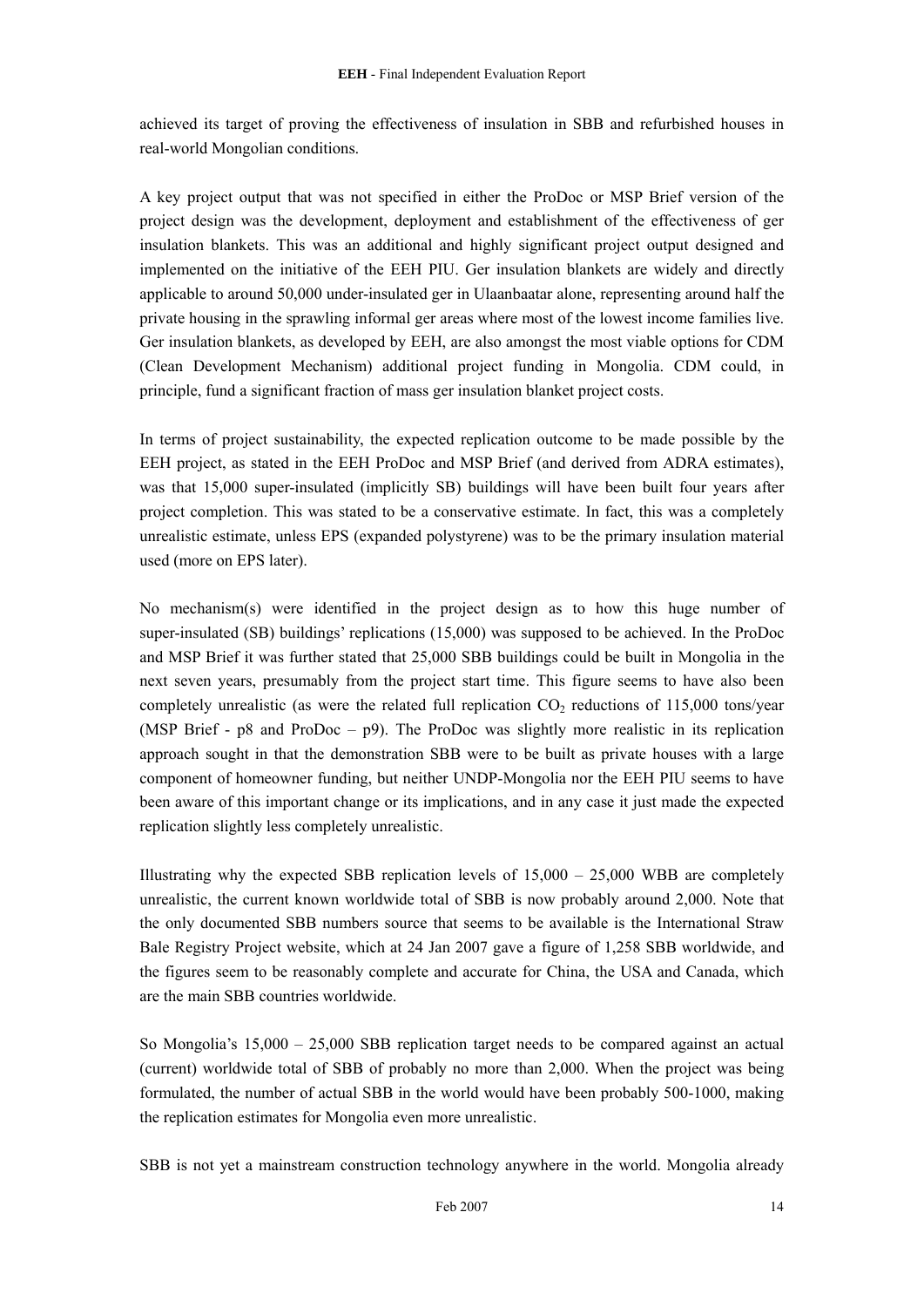achieved its target of proving the effectiveness of insulation in SBB and refurbished houses in real-world Mongolian conditions.

A key project output that was not specified in either the ProDoc or MSP Brief version of the project design was the development, deployment and establishment of the effectiveness of ger insulation blankets. This was an additional and highly significant project output designed and implemented on the initiative of the EEH PIU. Ger insulation blankets are widely and directly applicable to around 50,000 under-insulated ger in Ulaanbaatar alone, representing around half the private housing in the sprawling informal ger areas where most of the lowest income families live. Ger insulation blankets, as developed by EEH, are also amongst the most viable options for CDM (Clean Development Mechanism) additional project funding in Mongolia. CDM could, in principle, fund a significant fraction of mass ger insulation blanket project costs.

In terms of project sustainability, the expected replication outcome to be made possible by the EEH project, as stated in the EEH ProDoc and MSP Brief (and derived from ADRA estimates), was that 15,000 super-insulated (implicitly SB) buildings will have been built four years after project completion. This was stated to be a conservative estimate. In fact, this was a completely unrealistic estimate, unless EPS (expanded polystyrene) was to be the primary insulation material used (more on EPS later).

No mechanism(s) were identified in the project design as to how this huge number of super-insulated (SB) buildings' replications (15,000) was supposed to be achieved. In the ProDoc and MSP Brief it was further stated that 25,000 SBB buildings could be built in Mongolia in the next seven years, presumably from the project start time. This figure seems to have also been completely unrealistic (as were the related full replication $CO_2$ reductions of 115,000 tons/year (MSP Brief - p8 and ProDoc – p9). The ProDoc was slightly more realistic in its replication approach sought in that the demonstration SBB were to be built as private houses with a large component of homeowner funding, but neither UNDP-Mongolia nor the EEH PIU seems to have been aware of this important change or its implications, and in any case it just made the expected replication slightly less completely unrealistic.

Illustrating why the expected SBB replication levels of 15,000 – 25,000 WBB are completely unrealistic, the current known worldwide total of SBB is now probably around 2,000. Note that the only documented SBB numbers source that seems to be available is the International Straw Bale Registry Project website, which at 24 Jan 2007 gave a figure of 1,258 SBB worldwide, and the figures seem to be reasonably complete and accurate for China, the USA and Canada, which are the main SBB countries worldwide.

So Mongolia's 15,000 – 25,000 SBB replication target needs to be compared against an actual (current) worldwide total of SBB of probably no more than 2,000. When the project was being formulated, the number of actual SBB in the world would have been probably 500-1000, making the replication estimates for Mongolia even more unrealistic.

SBB is not yet a mainstream construction technology anywhere in the world. Mongolia already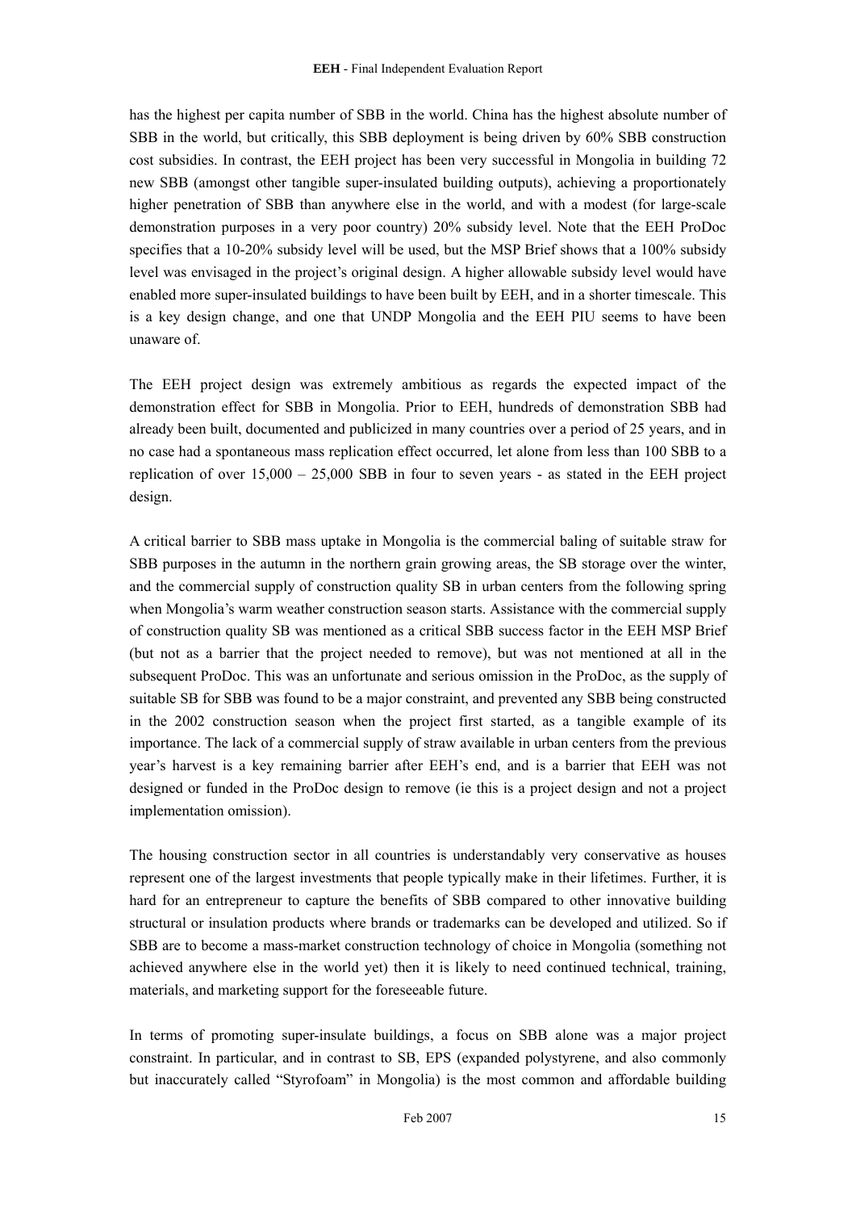has the highest per capita number of SBB in the world. China has the highest absolute number of SBB in the world, but critically, this SBB deployment is being driven by 60% SBB construction cost subsidies. In contrast, the EEH project has been very successful in Mongolia in building 72 new SBB (amongst other tangible super-insulated building outputs), achieving a proportionately higher penetration of SBB than anywhere else in the world, and with a modest (for large-scale demonstration purposes in a very poor country) 20% subsidy level. Note that the EEH ProDoc specifies that a 10-20% subsidy level will be used, but the MSP Brief shows that a 100% subsidy level was envisaged in the project's original design. A higher allowable subsidy level would have enabled more super-insulated buildings to have been built by EEH, and in a shorter timescale. This is a key design change, and one that UNDP Mongolia and the EEH PIU seems to have been unaware of.

The EEH project design was extremely ambitious as regards the expected impact of the demonstration effect for SBB in Mongolia. Prior to EEH, hundreds of demonstration SBB had already been built, documented and publicized in many countries over a period of 25 years, and in no case had a spontaneous mass replication effect occurred, let alone from less than 100 SBB to a replication of over 15,000 – 25,000 SBB in four to seven years - as stated in the EEH project design.

A critical barrier to SBB mass uptake in Mongolia is the commercial baling of suitable straw for SBB purposes in the autumn in the northern grain growing areas, the SB storage over the winter, and the commercial supply of construction quality SB in urban centers from the following spring when Mongolia's warm weather construction season starts. Assistance with the commercial supply of construction quality SB was mentioned as a critical SBB success factor in the EEH MSP Brief (but not as a barrier that the project needed to remove), but was not mentioned at all in the subsequent ProDoc. This was an unfortunate and serious omission in the ProDoc, as the supply of suitable SB for SBB was found to be a major constraint, and prevented any SBB being constructed in the 2002 construction season when the project first started, as a tangible example of its importance. The lack of a commercial supply of straw available in urban centers from the previous year's harvest is a key remaining barrier after EEH's end, and is a barrier that EEH was not designed or funded in the ProDoc design to remove (ie this is a project design and not a project implementation omission).

The housing construction sector in all countries is understandably very conservative as houses represent one of the largest investments that people typically make in their lifetimes. Further, it is hard for an entrepreneur to capture the benefits of SBB compared to other innovative building structural or insulation products where brands or trademarks can be developed and utilized. So if SBB are to become a mass-market construction technology of choice in Mongolia (something not achieved anywhere else in the world yet) then it is likely to need continued technical, training, materials, and marketing support for the foreseeable future.

In terms of promoting super-insulate buildings, a focus on SBB alone was a major project constraint. In particular, and in contrast to SB, EPS (expanded polystyrene, and also commonly but inaccurately called "Styrofoam" in Mongolia) is the most common and affordable building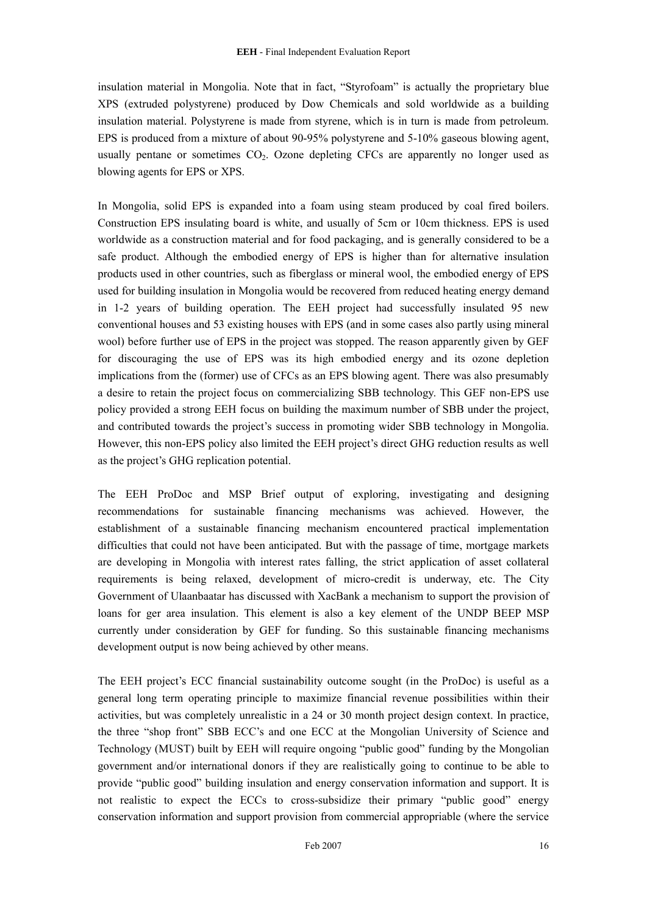insulation material in Mongolia. Note that in fact, "Styrofoam" is actually the proprietary blue XPS (extruded polystyrene) produced by Dow Chemicals and sold worldwide as a building insulation material. Polystyrene is made from styrene, which is in turn is made from petroleum. EPS is produced from a mixture of about 90-95% polystyrene and 5-10% gaseous blowing agent, usually pentane or sometimes $CO_2$. Ozone depleting CFCs are apparently no longer used as blowing agents for EPS or XPS.

In Mongolia, solid EPS is expanded into a foam using steam produced by coal fired boilers. Construction EPS insulating board is white, and usually of 5cm or 10cm thickness. EPS is used worldwide as a construction material and for food packaging, and is generally considered to be a safe product. Although the embodied energy of EPS is higher than for alternative insulation products used in other countries, such as fiberglass or mineral wool, the embodied energy of EPS used for building insulation in Mongolia would be recovered from reduced heating energy demand in 1-2 years of building operation. The EEH project had successfully insulated 95 new conventional houses and 53 existing houses with EPS (and in some cases also partly using mineral wool) before further use of EPS in the project was stopped. The reason apparently given by GEF for discouraging the use of EPS was its high embodied energy and its ozone depletion implications from the (former) use of CFCs as an EPS blowing agent. There was also presumably a desire to retain the project focus on commercializing SBB technology. This GEF non-EPS use policy provided a strong EEH focus on building the maximum number of SBB under the project, and contributed towards the project's success in promoting wider SBB technology in Mongolia. However, this non-EPS policy also limited the EEH project's direct GHG reduction results as well as the project's GHG replication potential.

The EEH ProDoc and MSP Brief output of exploring, investigating and designing recommendations for sustainable financing mechanisms was achieved. However, the establishment of a sustainable financing mechanism encountered practical implementation difficulties that could not have been anticipated. But with the passage of time, mortgage markets are developing in Mongolia with interest rates falling, the strict application of asset collateral requirements is being relaxed, development of micro-credit is underway, etc. The City Government of Ulaanbaatar has discussed with XacBank a mechanism to support the provision of loans for ger area insulation. This element is also a key element of the UNDP BEEP MSP currently under consideration by GEF for funding. So this sustainable financing mechanisms development output is now being achieved by other means.

The EEH project's ECC financial sustainability outcome sought (in the ProDoc) is useful as a general long term operating principle to maximize financial revenue possibilities within their activities, but was completely unrealistic in a 24 or 30 month project design context. In practice, the three "shop front" SBB ECC's and one ECC at the Mongolian University of Science and Technology (MUST) built by EEH will require ongoing "public good" funding by the Mongolian government and/or international donors if they are realistically going to continue to be able to provide "public good" building insulation and energy conservation information and support. It is not realistic to expect the ECCs to cross-subsidize their primary "public good" energy conservation information and support provision from commercial appropriable (where the service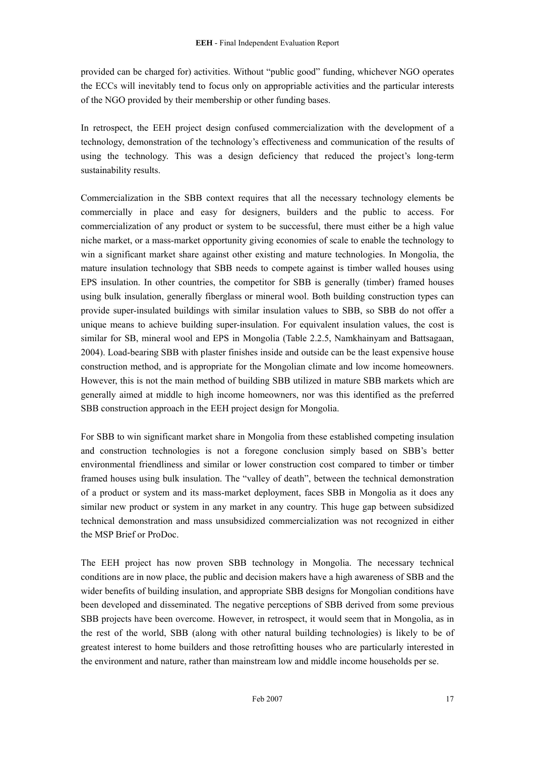provided can be charged for) activities. Without "public good" funding, whichever NGO operates the ECCs will inevitably tend to focus only on appropriable activities and the particular interests of the NGO provided by their membership or other funding bases.

In retrospect, the EEH project design confused commercialization with the development of a technology, demonstration of the technology's effectiveness and communication of the results of using the technology. This was a design deficiency that reduced the project's long-term sustainability results.

Commercialization in the SBB context requires that all the necessary technology elements be commercially in place and easy for designers, builders and the public to access. For commercialization of any product or system to be successful, there must either be a high value niche market, or a mass-market opportunity giving economies of scale to enable the technology to win a significant market share against other existing and mature technologies. In Mongolia, the mature insulation technology that SBB needs to compete against is timber walled houses using EPS insulation. In other countries, the competitor for SBB is generally (timber) framed houses using bulk insulation, generally fiberglass or mineral wool. Both building construction types can provide super-insulated buildings with similar insulation values to SBB, so SBB do not offer a unique means to achieve building super-insulation. For equivalent insulation values, the cost is similar for SB, mineral wool and EPS in Mongolia (Table 2.2.5, Namkhainyam and Battsagaan, 2004). Load-bearing SBB with plaster finishes inside and outside can be the least expensive house construction method, and is appropriate for the Mongolian climate and low income homeowners. However, this is not the main method of building SBB utilized in mature SBB markets which are generally aimed at middle to high income homeowners, nor was this identified as the preferred SBB construction approach in the EEH project design for Mongolia.

For SBB to win significant market share in Mongolia from these established competing insulation and construction technologies is not a foregone conclusion simply based on SBB's better environmental friendliness and similar or lower construction cost compared to timber or timber framed houses using bulk insulation. The "valley of death", between the technical demonstration of a product or system and its mass-market deployment, faces SBB in Mongolia as it does any similar new product or system in any market in any country. This huge gap between subsidized technical demonstration and mass unsubsidized commercialization was not recognized in either the MSP Brief or ProDoc.

The EEH project has now proven SBB technology in Mongolia. The necessary technical conditions are in now place, the public and decision makers have a high awareness of SBB and the wider benefits of building insulation, and appropriate SBB designs for Mongolian conditions have been developed and disseminated. The negative perceptions of SBB derived from some previous SBB projects have been overcome. However, in retrospect, it would seem that in Mongolia, as in the rest of the world, SBB (along with other natural building technologies) is likely to be of greatest interest to home builders and those retrofitting houses who are particularly interested in the environment and nature, rather than mainstream low and middle income households per se.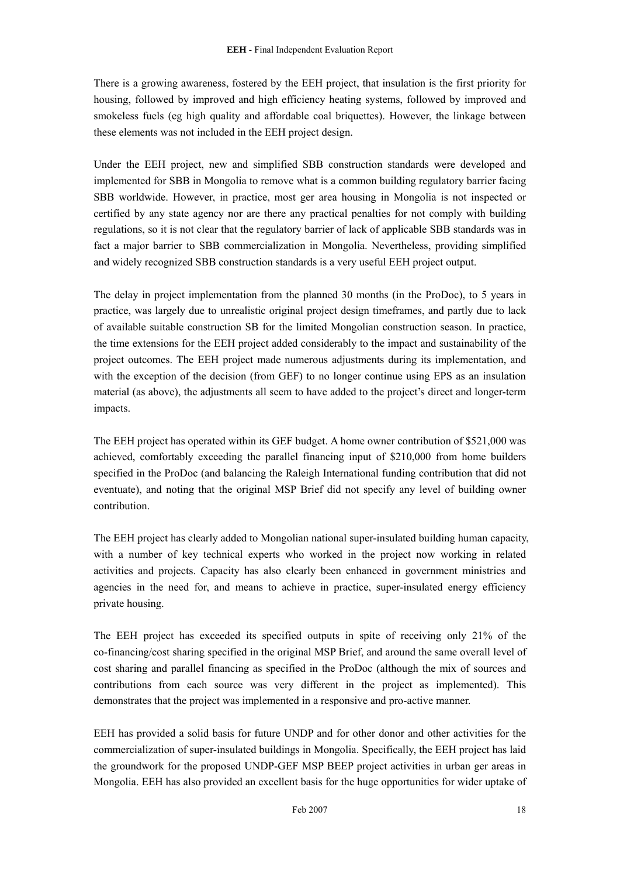There is a growing awareness, fostered by the EEH project, that insulation is the first priority for housing, followed by improved and high efficiency heating systems, followed by improved and smokeless fuels (eg high quality and affordable coal briquettes). However, the linkage between these elements was not included in the EEH project design.

Under the EEH project, new and simplified SBB construction standards were developed and implemented for SBB in Mongolia to remove what is a common building regulatory barrier facing SBB worldwide. However, in practice, most ger area housing in Mongolia is not inspected or certified by any state agency nor are there any practical penalties for not comply with building regulations, so it is not clear that the regulatory barrier of lack of applicable SBB standards was in fact a major barrier to SBB commercialization in Mongolia. Nevertheless, providing simplified and widely recognized SBB construction standards is a very useful EEH project output.

The delay in project implementation from the planned 30 months (in the ProDoc), to 5 years in practice, was largely due to unrealistic original project design timeframes, and partly due to lack of available suitable construction SB for the limited Mongolian construction season. In practice, the time extensions for the EEH project added considerably to the impact and sustainability of the project outcomes. The EEH project made numerous adjustments during its implementation, and with the exception of the decision (from GEF) to no longer continue using EPS as an insulation material (as above), the adjustments all seem to have added to the project's direct and longer-term impacts.

The EEH project has operated within its GEF budget. A home owner contribution of $521,000 was achieved, comfortably exceeding the parallel financing input of $210,000 from home builders specified in the ProDoc (and balancing the Raleigh International funding contribution that did not eventuate), and noting that the original MSP Brief did not specify any level of building owner contribution.

The EEH project has clearly added to Mongolian national super-insulated building human capacity, with a number of key technical experts who worked in the project now working in related activities and projects. Capacity has also clearly been enhanced in government ministries and agencies in the need for, and means to achieve in practice, super-insulated energy efficiency private housing.

The EEH project has exceeded its specified outputs in spite of receiving only 21% of the co-financing/cost sharing specified in the original MSP Brief, and around the same overall level of cost sharing and parallel financing as specified in the ProDoc (although the mix of sources and contributions from each source was very different in the project as implemented). This demonstrates that the project was implemented in a responsive and pro-active manner.

EEH has provided a solid basis for future UNDP and for other donor and other activities for the commercialization of super-insulated buildings in Mongolia. Specifically, the EEH project has laid the groundwork for the proposed UNDP-GEF MSP BEEP project activities in urban ger areas in Mongolia. EEH has also provided an excellent basis for the huge opportunities for wider uptake of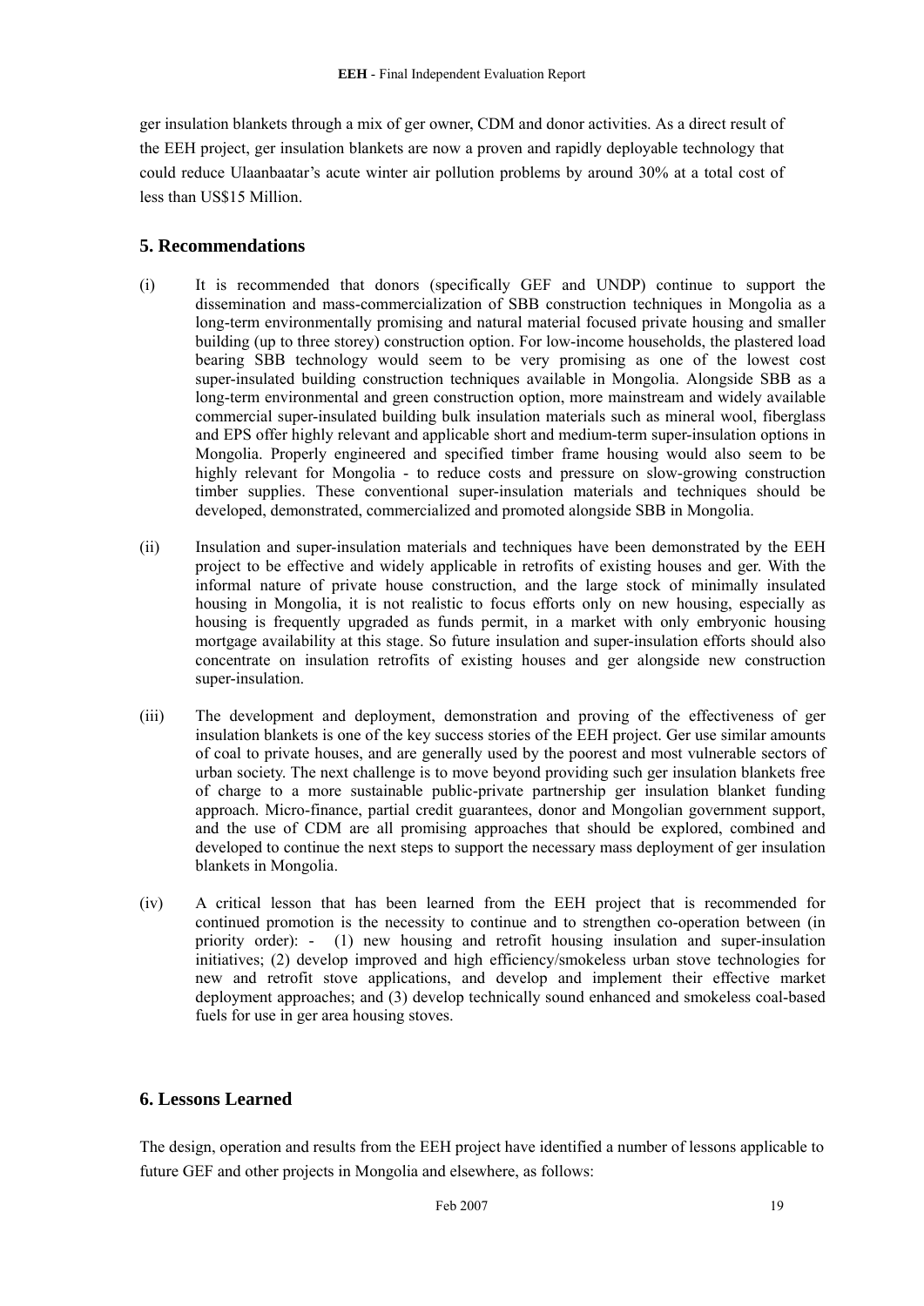ger insulation blankets through a mix of ger owner, CDM and donor activities. As a direct result of the EEH project, ger insulation blankets are now a proven and rapidly deployable technology that could reduce Ulaanbaatar's acute winter air pollution problems by around 30% at a total cost of less than US$15 Million.

## 5. Recommendations

(i) It is recommended that donors (specifically GEF and UNDP) continue to support the dissemination and mass-commercialization of SBB construction techniques in Mongolia as a long-term environmentally promising and natural material focused private housing and smaller building (up to three storey) construction option. For low-income households, the plastered load bearing SBB technology would seem to be very promising as one of the lowest cost super-insulated building construction techniques available in Mongolia. Alongside SBB as a long-term environmental and green construction option, more mainstream and widely available commercial super-insulated building bulk insulation materials such as mineral wool, fiberglass and EPS offer highly relevant and applicable short and medium-term super-insulation options in Mongolia. Properly engineered and specified timber frame housing would also seem to be highly relevant for Mongolia - to reduce costs and pressure on slow-growing construction timber supplies. These conventional super-insulation materials and techniques should be developed, demonstrated, commercialized and promoted alongside SBB in Mongolia.

(ii) Insulation and super-insulation materials and techniques have been demonstrated by the EEH project to be effective and widely applicable in retrofits of existing houses and ger. With the informal nature of private house construction, and the large stock of minimally insulated housing in Mongolia, it is not realistic to focus efforts only on new housing, especially as housing is frequently upgraded as funds permit, in a market with only embryonic housing mortgage availability at this stage. So future insulation and super-insulation efforts should also concentrate on insulation retrofits of existing houses and ger alongside new construction super-insulation.

(iii) The development and deployment, demonstration and proving of the effectiveness of ger insulation blankets is one of the key success stories of the EEH project. Ger use similar amounts of coal to private houses, and are generally used by the poorest and most vulnerable sectors of urban society. The next challenge is to move beyond providing such ger insulation blankets free of charge to a more sustainable public-private partnership ger insulation blanket funding approach. Micro-finance, partial credit guarantees, donor and Mongolian government support, and the use of CDM are all promising approaches that should be explored, combined and developed to continue the next steps to support the necessary mass deployment of ger insulation blankets in Mongolia.

(iv) A critical lesson that has been learned from the EEH project that is recommended for continued promotion is the necessity to continue and to strengthen co-operation between (in priority order): - (1) new housing and retrofit housing insulation and super-insulation initiatives; (2) develop improved and high efficiency/smokeless urban stove technologies for new and retrofit stove applications, and develop and implement their effective market deployment approaches; and (3) develop technically sound enhanced and smokeless coal-based fuels for use in ger area housing stoves.

## 6. Lessons Learned

The design, operation and results from the EEH project have identified a number of lessons applicable to future GEF and other projects in Mongolia and elsewhere, as follows: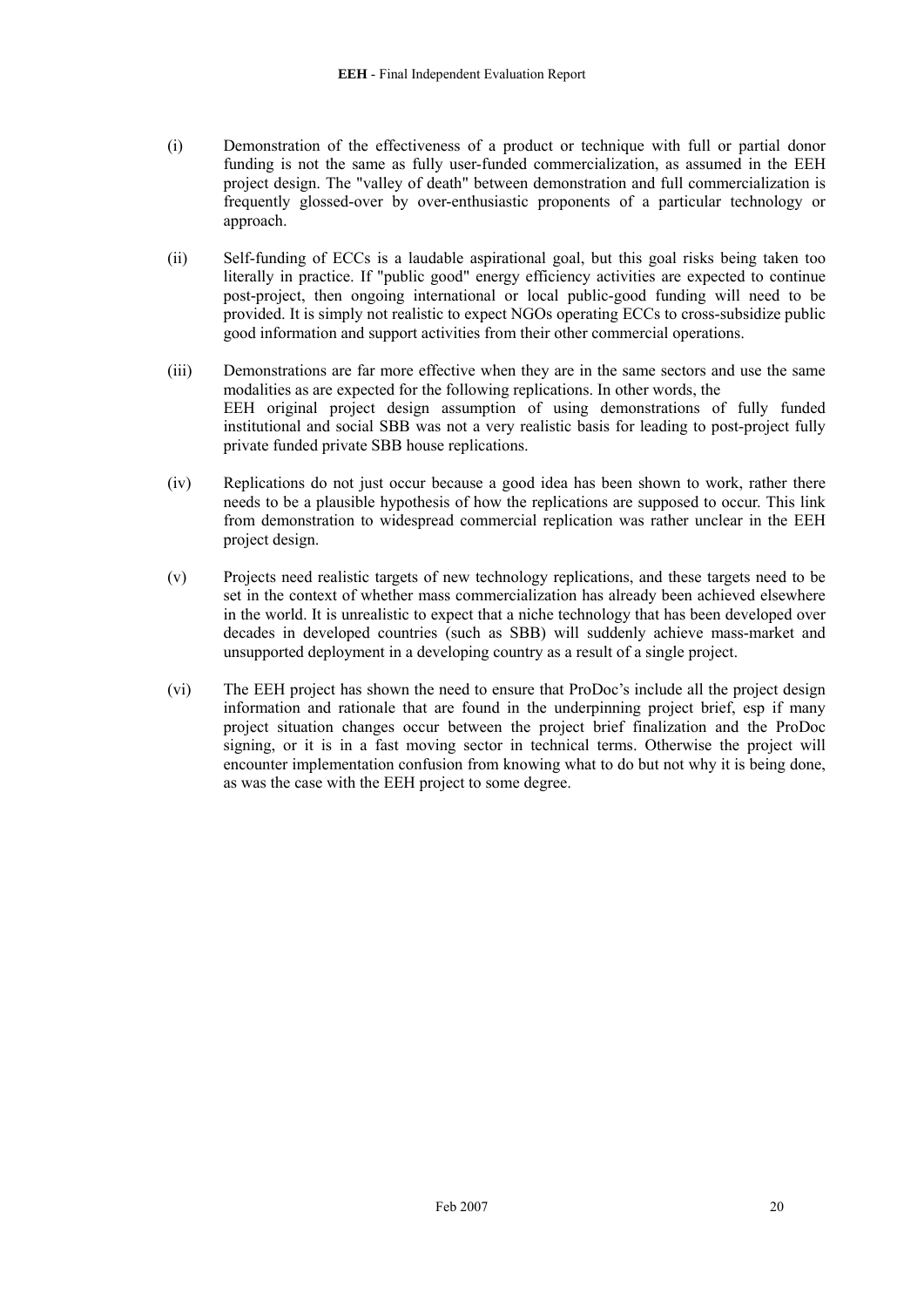(i) Demonstration of the effectiveness of a product or technique with full or partial donor funding is not the same as fully user-funded commercialization, as assumed in the EEH project design. The "valley of death" between demonstration and full commercialization is frequently glossed-over by over-enthusiastic proponents of a particular technology or approach.

(ii) Self-funding of ECCs is a laudable aspirational goal, but this goal risks being taken too literally in practice. If "public good" energy efficiency activities are expected to continue post-project, then ongoing international or local public-good funding will need to be provided. It is simply not realistic to expect NGOs operating ECCs to cross-subsidize public good information and support activities from their other commercial operations.

(iii) Demonstrations are far more effective when they are in the same sectors and use the same modalities as are expected for the following replications. In other words, the EEH original project design assumption of using demonstrations of fully funded institutional and social SBB was not a very realistic basis for leading to post-project fully private funded private SBB house replications.

(iv) Replications do not just occur because a good idea has been shown to work, rather there needs to be a plausible hypothesis of how the replications are supposed to occur. This link from demonstration to widespread commercial replication was rather unclear in the EEH project design.

(v) Projects need realistic targets of new technology replications, and these targets need to be set in the context of whether mass commercialization has already been achieved elsewhere in the world. It is unrealistic to expect that a niche technology that has been developed over decades in developed countries (such as SBB) will suddenly achieve mass-market and unsupported deployment in a developing country as a result of a single project.

(vi) The EEH project has shown the need to ensure that ProDoc's include all the project design information and rationale that are found in the underpinning project brief, esp if many project situation changes occur between the project brief finalization and the ProDoc signing, or it is in a fast moving sector in technical terms. Otherwise the project will encounter implementation confusion from knowing what to do but not why it is being done, as was the case with the EEH project to some degree.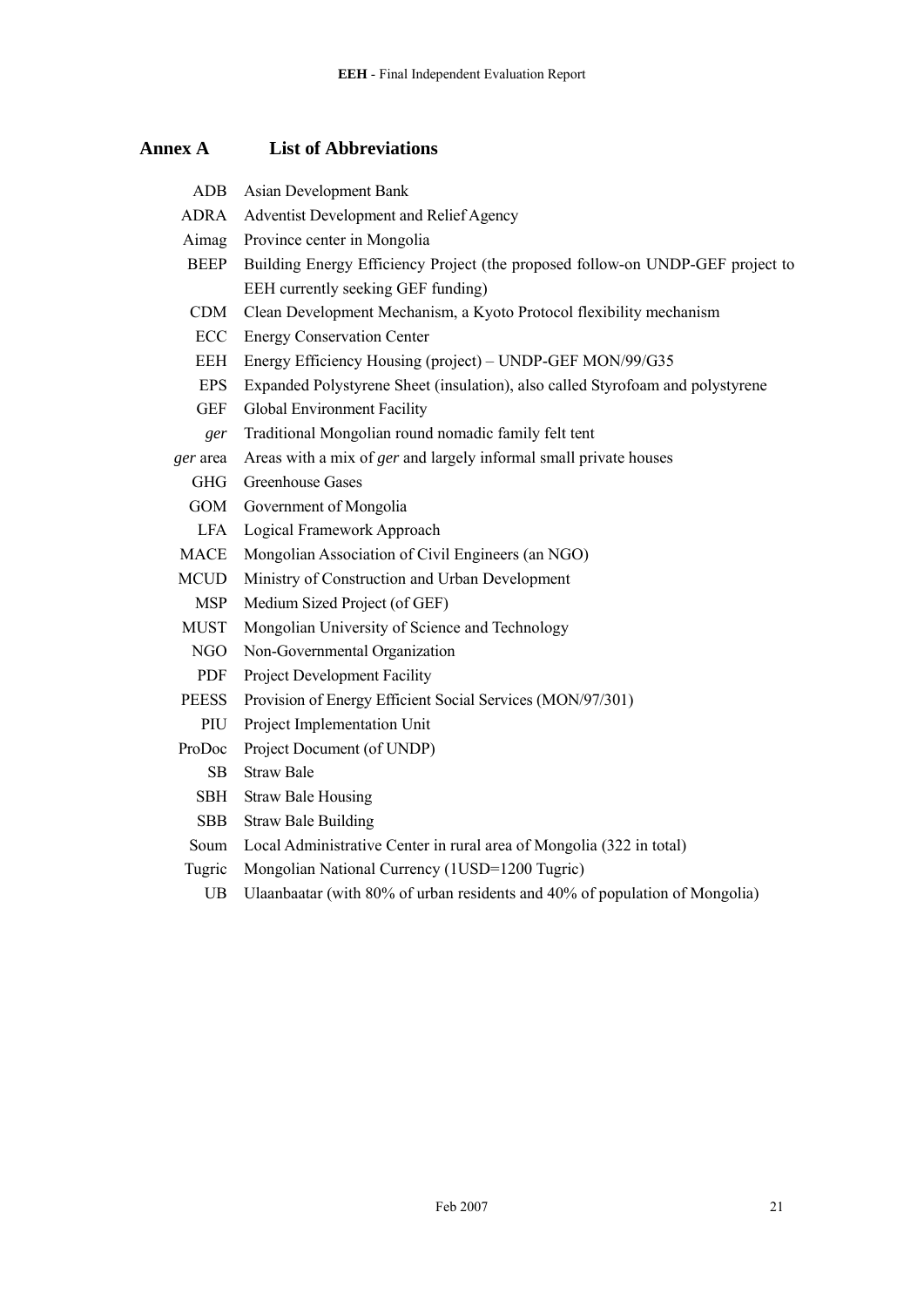# Annex A List of Abbreviations

| | |
|---|---|
| ADB | Asian Development Bank |
| ADRA | Adventist Development and Relief Agency |
| Aimag | Province center in Mongolia |
| BEEP | Building Energy Efficiency Project (the proposed follow-on UNDP-GEF project to EEH currently seeking GEF funding) |
| CDM | Clean Development Mechanism, a Kyoto Protocol flexibility mechanism |
| ECC | Energy Conservation Center |
| EEH | Energy Efficiency Housing (project) – UNDP-GEF MON/99/G35 |
| EPS | Expanded Polystyrene Sheet (insulation), also called Styrofoam and polystyrene |
| GEF | Global Environment Facility |
| *ger* | Traditional Mongolian round nomadic family felt tent |
| *ger* area | Areas with a mix of *ger* and largely informal small private houses |
| GHG | Greenhouse Gases |
| GOM | Government of Mongolia |
| LFA | Logical Framework Approach |
| MACE | Mongolian Association of Civil Engineers (an NGO) |
| MCUD | Ministry of Construction and Urban Development |
| MSP | Medium Sized Project (of GEF) |
| MUST | Mongolian University of Science and Technology |
| NGO | Non-Governmental Organization |
| PDF | Project Development Facility |
| PEESS | Provision of Energy Efficient Social Services (MON/97/301) |
| PIU | Project Implementation Unit |
| ProDoc | Project Document (of UNDP) |
| SB | Straw Bale |
| SBH | Straw Bale Housing |
| SBB | Straw Bale Building |
| Soum | Local Administrative Center in rural area of Mongolia (322 in total) |
| Tugric | Mongolian National Currency (1USD=1200 Tugric) |
| UB | Ulaanbaatar (with 80% of urban residents and 40% of population of Mongolia) |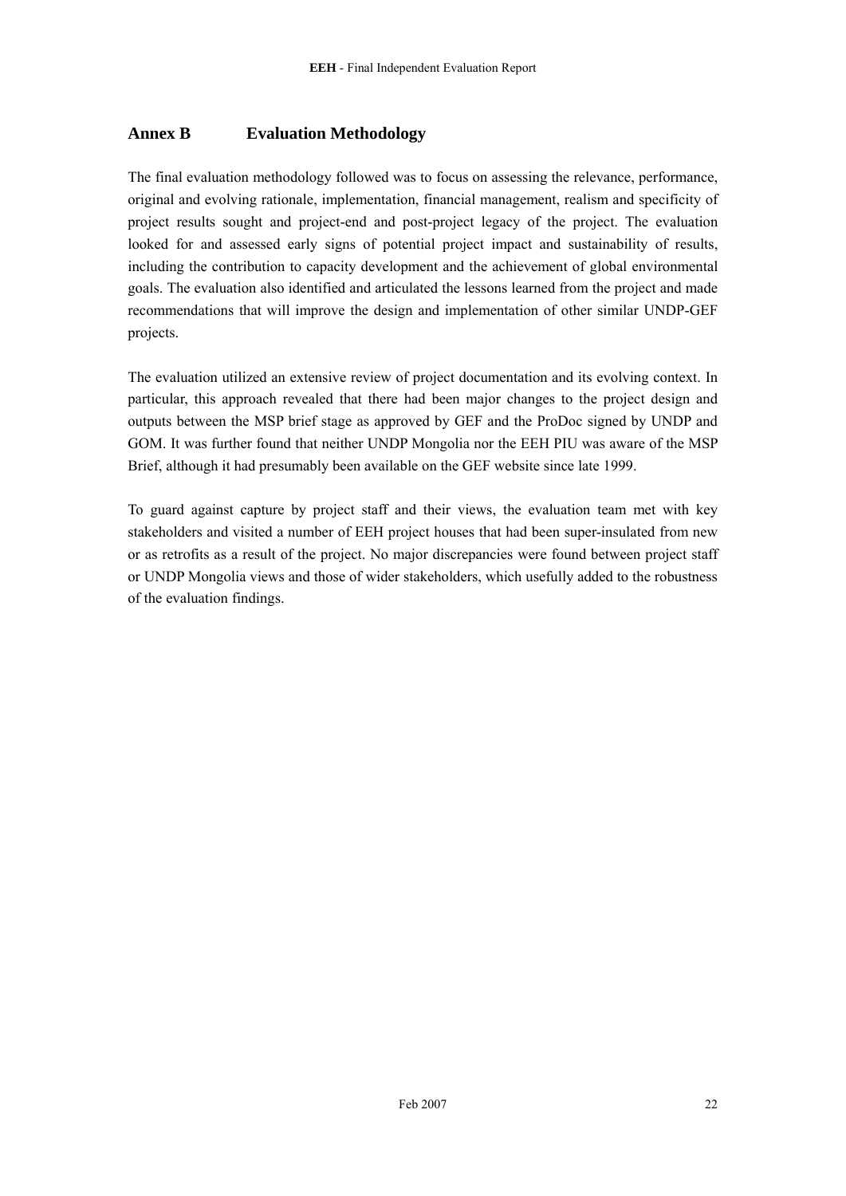## Annex B Evaluation Methodology

The final evaluation methodology followed was to focus on assessing the relevance, performance, original and evolving rationale, implementation, financial management, realism and specificity of project results sought and project-end and post-project legacy of the project. The evaluation looked for and assessed early signs of potential project impact and sustainability of results, including the contribution to capacity development and the achievement of global environmental goals. The evaluation also identified and articulated the lessons learned from the project and made recommendations that will improve the design and implementation of other similar UNDP-GEF projects.

The evaluation utilized an extensive review of project documentation and its evolving context. In particular, this approach revealed that there had been major changes to the project design and outputs between the MSP brief stage as approved by GEF and the ProDoc signed by UNDP and GOM. It was further found that neither UNDP Mongolia nor the EEH PIU was aware of the MSP Brief, although it had presumably been available on the GEF website since late 1999.

To guard against capture by project staff and their views, the evaluation team met with key stakeholders and visited a number of EEH project houses that had been super-insulated from new or as retrofits as a result of the project. No major discrepancies were found between project staff or UNDP Mongolia views and those of wider stakeholders, which usefully added to the robustness of the evaluation findings.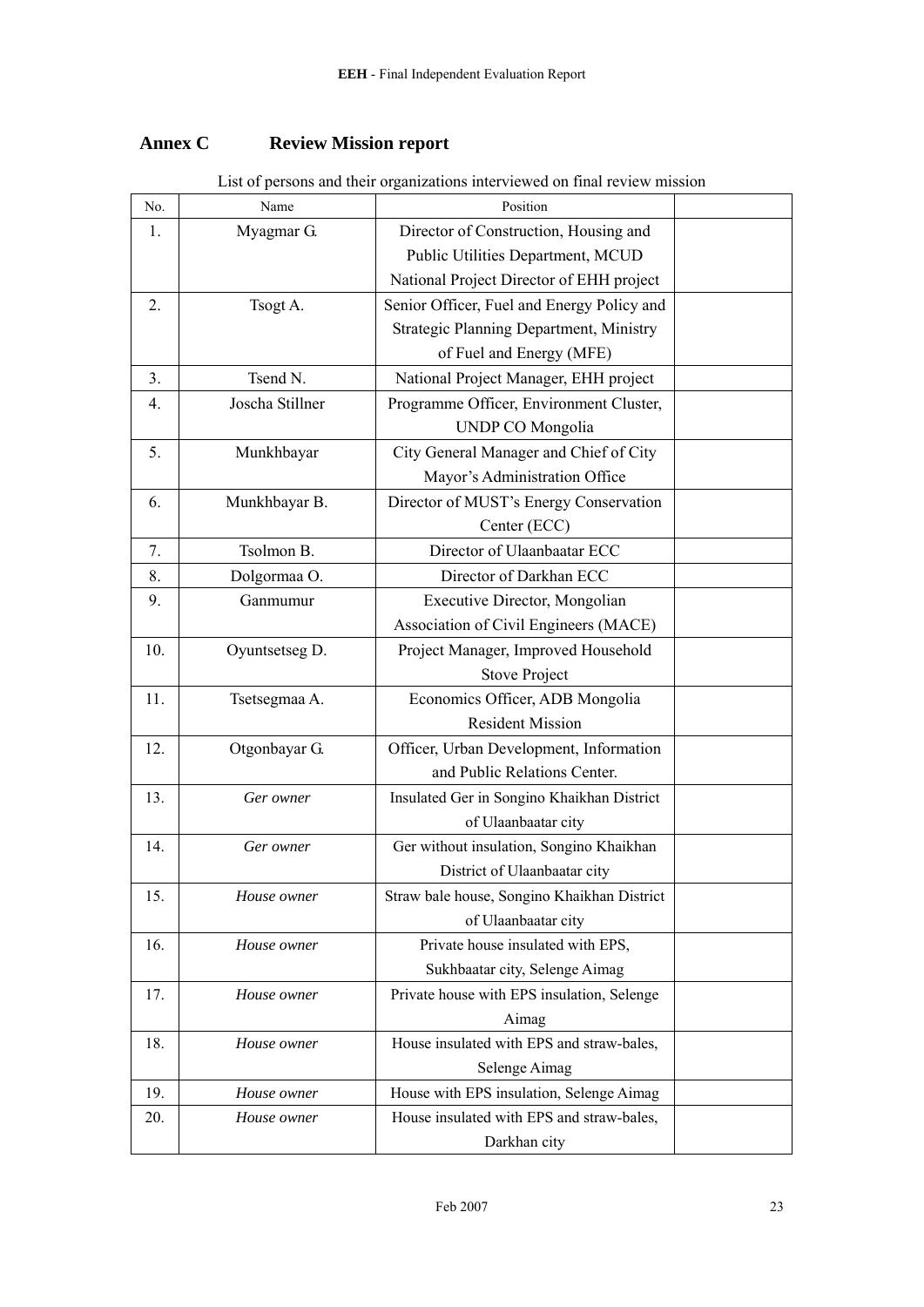## Annex C Review Mission report

List of persons and their organizations interviewed on final review mission

| No. | Name | Position | |
|---|---|---|---|
| 1. | Myagmar G. | Director of Construction, Housing and Public Utilities Department, MCUD National Project Director of EHH project | |
| 2. | Tsogt A. | Senior Officer, Fuel and Energy Policy and Strategic Planning Department, Ministry of Fuel and Energy (MFE) | |
| 3. | Tsend N. | National Project Manager, EHH project | |
| 4. | Joscha Stillner | Programme Officer, Environment Cluster, UNDP CO Mongolia | |
| 5. | Munkhbayar | City General Manager and Chief of City Mayor's Administration Office | |
| 6. | Munkhbayar B. | Director of MUST's Energy Conservation Center (ECC) | |
| 7. | Tsolmon B. | Director of Ulaanbaatar ECC | |
| 8. | Dolgormaa O. | Director of Darkhan ECC | |
| 9. | Ganmumur | Executive Director, Mongolian Association of Civil Engineers (MACE) | |
| 10. | Oyuntsetseg D. | Project Manager, Improved Household Stove Project | |
| 11. | Tsetsegmaa A. | Economics Officer, ADB Mongolia Resident Mission | |
| 12. | Otgonbayar G. | Officer, Urban Development, Information and Public Relations Center. | |
| 13. | *Ger owner* | Insulated Ger in Songino Khaikhan District of Ulaanbaatar city | |
| 14. | *Ger owner* | Ger without insulation, Songino Khaikhan District of Ulaanbaatar city | |
| 15. | *House owner* | Straw bale house, Songino Khaikhan District of Ulaanbaatar city | |
| 16. | *House owner* | Private house insulated with EPS, Sukhbaatar city, Selenge Aimag | |
| 17. | *House owner* | Private house with EPS insulation, Selenge Aimag | |
| 18. | *House owner* | House insulated with EPS and straw-bales, Selenge Aimag | |
| 19. | *House owner* | House with EPS insulation, Selenge Aimag | |
| 20. | *House owner* | House insulated with EPS and straw-bales, Darkhan city | |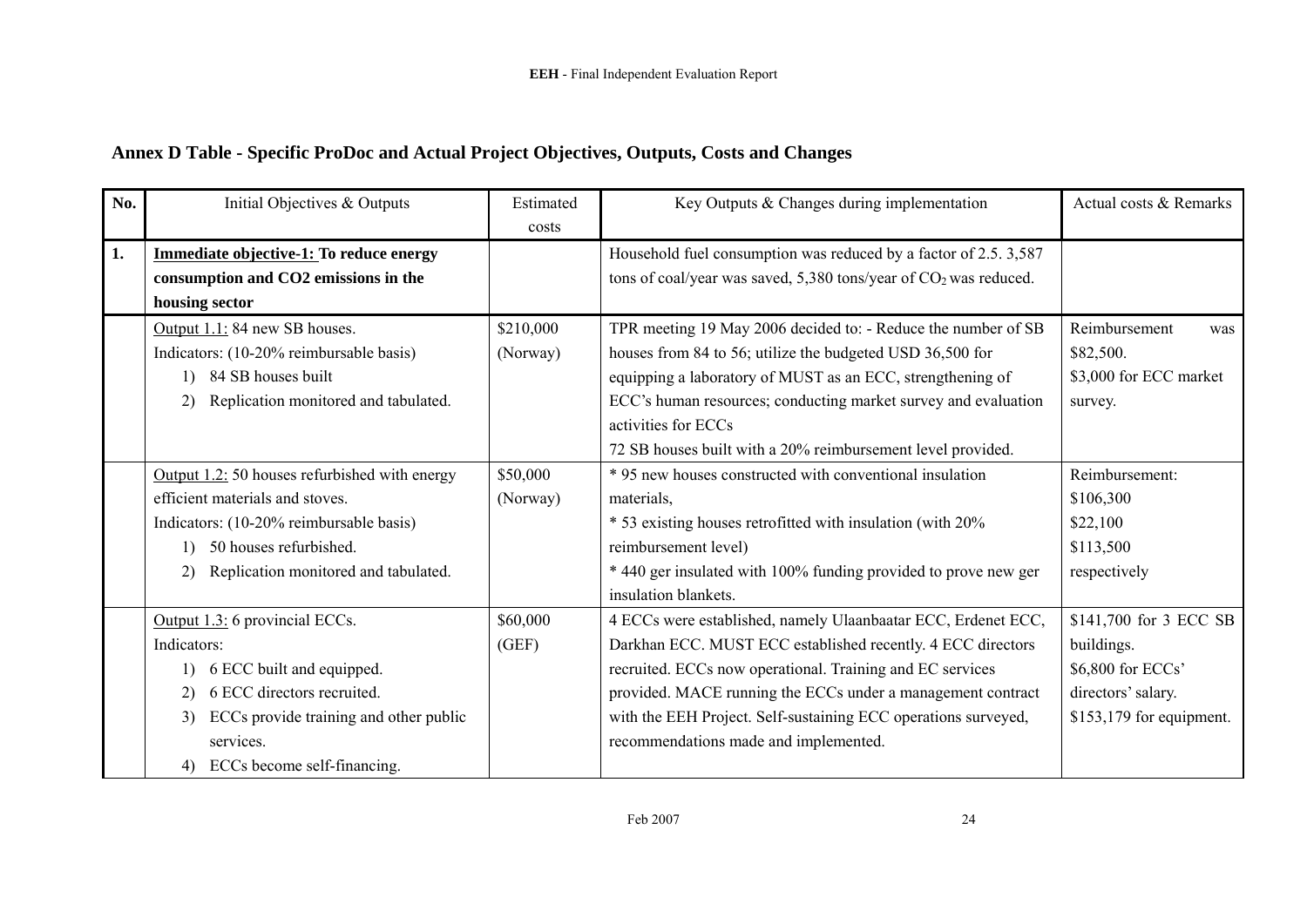## Annex D Table - Specific ProDoc and Actual Project Objectives, Outputs, Costs and Changes

| No. | Initial Objectives & Outputs | Estimated costs | Key Outputs & Changes during implementation | Actual costs & Remarks |
|---|---|---|---|---|
| **1.** | **<u>Immediate objective-1:</u> To reduce energy consumption and CO2 emissions in the housing sector** | | Household fuel consumption was reduced by a factor of 2.5. 3,587 tons of coal/year was saved, 5,380 tons/year of $CO_2$ was reduced. | |
| | <u>Output 1.1:</u> 84 new SB houses.<br>Indicators: (10-20% reimbursable basis)<br>1) 84 SB houses built<br>2) Replication monitored and tabulated. | $210,000 (Norway) | TPR meeting 19 May 2006 decided to: - Reduce the number of SB houses from 84 to 56; utilize the budgeted USD 36,500 for equipping a laboratory of MUST as an ECC, strengthening of ECC's human resources; conducting market survey and evaluation activities for ECCs<br>72 SB houses built with a 20% reimbursement level provided. | Reimbursement was $82,500.<br>$3,000 for ECC market survey. |
| | <u>Output 1.2:</u> 50 houses refurbished with energy efficient materials and stoves.<br>Indicators: (10-20% reimbursable basis)<br>1) 50 houses refurbished.<br>2) Replication monitored and tabulated. | $50,000 (Norway) | * 95 new houses constructed with conventional insulation materials,<br>* 53 existing houses retrofitted with insulation (with 20% reimbursement level)<br>* 440 ger insulated with 100% funding provided to prove new ger insulation blankets. | Reimbursement:<br>$106,300<br>$22,100<br>$113,500<br>respectively |
| | <u>Output 1.3:</u> 6 provincial ECCs.<br>Indicators:<br>1) 6 ECC built and equipped.<br>2) 6 ECC directors recruited.<br>3) ECCs provide training and other public services.<br>4) ECCs become self-financing. | $60,000 (GEF) | 4 ECCs were established, namely Ulaanbaatar ECC, Erdenet ECC, Darkhan ECC. MUST ECC established recently. 4 ECC directors recruited. ECCs now operational. Training and EC services provided. MACE running the ECCs under a management contract with the EEH Project. Self-sustaining ECC operations surveyed, recommendations made and implemented. | $141,700 for 3 ECC SB buildings.<br>$6,800 for ECCs' directors' salary.<br>$153,179 for equipment. |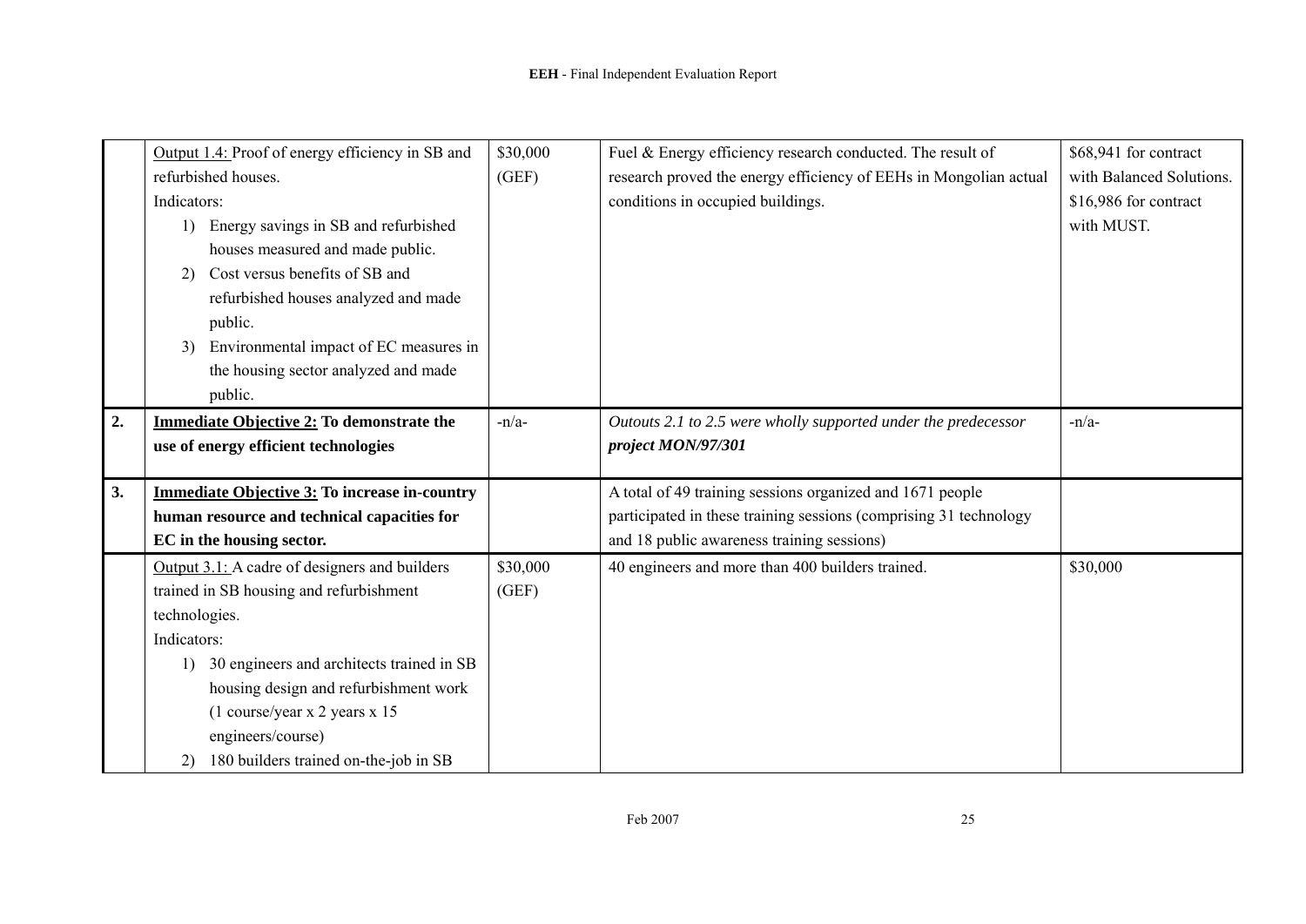| | | | | |
|---|---|---|---|---|
| | Output 1.4: Proof of energy efficiency in SB and refurbished houses.<br>Indicators:<br>1) Energy savings in SB and refurbished houses measured and made public.<br>2) Cost versus benefits of SB and refurbished houses analyzed and made public.<br>3) Environmental impact of EC measures in the housing sector analyzed and made public. | $30,000 (GEF) | Fuel & Energy efficiency research conducted. The result of research proved the energy efficiency of EEHs in Mongolian actual conditions in occupied buildings. | $68,941 for contract with Balanced Solutions. $16,986 for contract with MUST. |
| **2.** | **Immediate Objective 2: To demonstrate the use of energy efficient technologies** | -n/a- | *Outouts 2.1 to 2.5 were wholly supported under the predecessor* ***project MON/97/301*** | -n/a- |
| **3.** | **Immediate Objective 3: To increase in-country human resource and technical capacities for EC in the housing sector.** | | A total of 49 training sessions organized and 1671 people participated in these training sessions (comprising 31 technology and 18 public awareness training sessions) | |
| | Output 3.1: A cadre of designers and builders trained in SB housing and refurbishment technologies.<br>Indicators:<br>1) 30 engineers and architects trained in SB housing design and refurbishment work (1 course/year x 2 years x 15 engineers/course)<br>2) 180 builders trained on-the-job in SB | $30,000 (GEF) | 40 engineers and more than 400 builders trained. | $30,000 |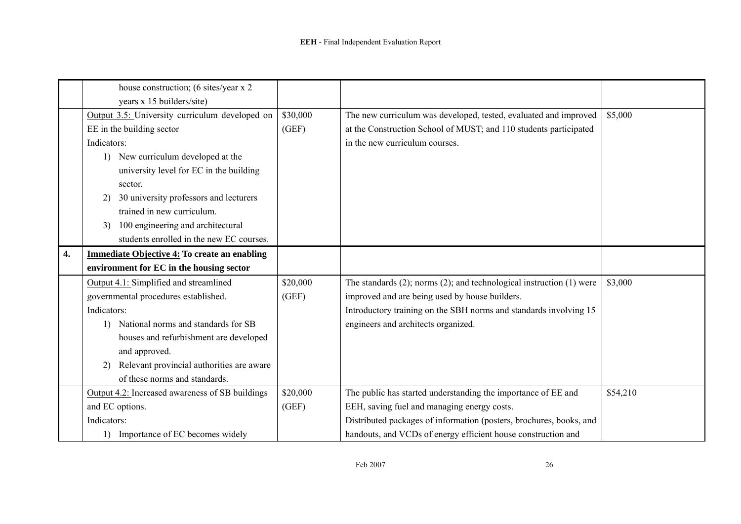| | | | | |
|---|---|---|---|---|
| | house construction; (6 sites/year x 2 years x 15 builders/site) | | | |
| | Output 3.5: University curriculum developed on EE in the building sector<br>Indicators:<br>1) New curriculum developed at the university level for EC in the building sector.<br>2) 30 university professors and lecturers trained in new curriculum.<br>3) 100 engineering and architectural students enrolled in the new EC courses. | $30,000 (GEF) | The new curriculum was developed, tested, evaluated and improved at the Construction School of MUST; and 110 students participated in the new curriculum courses. | $5,000 |
| **4.** | **Immediate Objective 4: To create an enabling environment for EC in the housing sector** | | | |
| | Output 4.1: Simplified and streamlined governmental procedures established.<br>Indicators:<br>1) National norms and standards for SB houses and refurbishment are developed and approved.<br>2) Relevant provincial authorities are aware of these norms and standards. | $20,000 (GEF) | The standards (2); norms (2); and technological instruction (1) were improved and are being used by house builders.<br>Introductory training on the SBH norms and standards involving 15 engineers and architects organized. | $3,000 |
| | Output 4.2: Increased awareness of SB buildings and EC options.<br>Indicators:<br>1) Importance of EC becomes widely | $20,000 (GEF) | The public has started understanding the importance of EE and EEH, saving fuel and managing energy costs.<br>Distributed packages of information (posters, brochures, books, and handouts, and VCDs of energy efficient house construction and | $54,210 |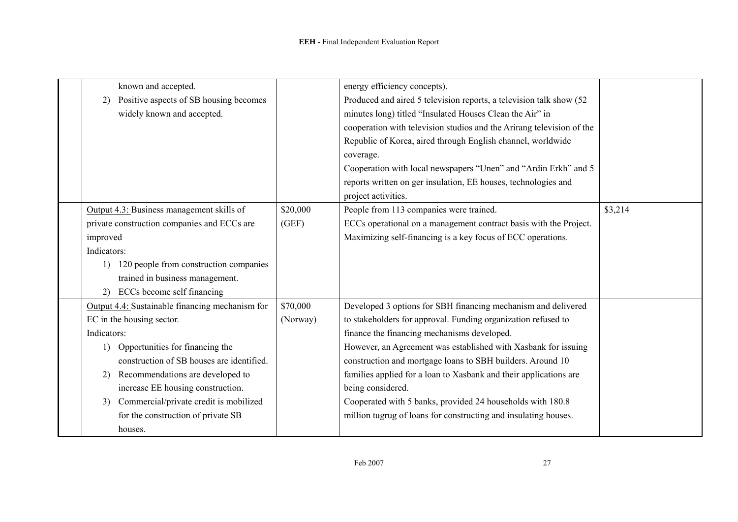| | | | | |
|---|---|---|---|---|
| | known and accepted.<br>2) Positive aspects of SB housing becomes widely known and accepted. | | energy efficiency concepts).<br>Produced and aired 5 television reports, a television talk show (52 minutes long) titled "Insulated Houses Clean the Air" in cooperation with television studios and the Arirang television of the Republic of Korea, aired through English channel, worldwide coverage.<br>Cooperation with local newspapers "Unen" and "Ardin Erkh" and 5 reports written on ger insulation, EE houses, technologies and project activities. | |
| | Output 4.3: Business management skills of private construction companies and ECCs are improved<br>Indicators:<br>1) 120 people from construction companies trained in business management.<br>2) ECCs become self financing | $20,000 (GEF) | People from 113 companies were trained.<br>ECCs operational on a management contract basis with the Project.<br>Maximizing self-financing is a key focus of ECC operations. | $3,214 |
| | Output 4.4: Sustainable financing mechanism for EC in the housing sector.<br>Indicators:<br>1) Opportunities for financing the construction of SB houses are identified.<br>2) Recommendations are developed to increase EE housing construction.<br>3) Commercial/private credit is mobilized for the construction of private SB houses. | $70,000 (Norway) | Developed 3 options for SBH financing mechanism and delivered to stakeholders for approval. Funding organization refused to finance the financing mechanisms developed.<br>However, an Agreement was established with Xasbank for issuing construction and mortgage loans to SBH builders. Around 10 families applied for a loan to Xasbank and their applications are being considered.<br>Cooperated with 5 banks, provided 24 households with 180.8 million tugrug of loans for constructing and insulating houses. | |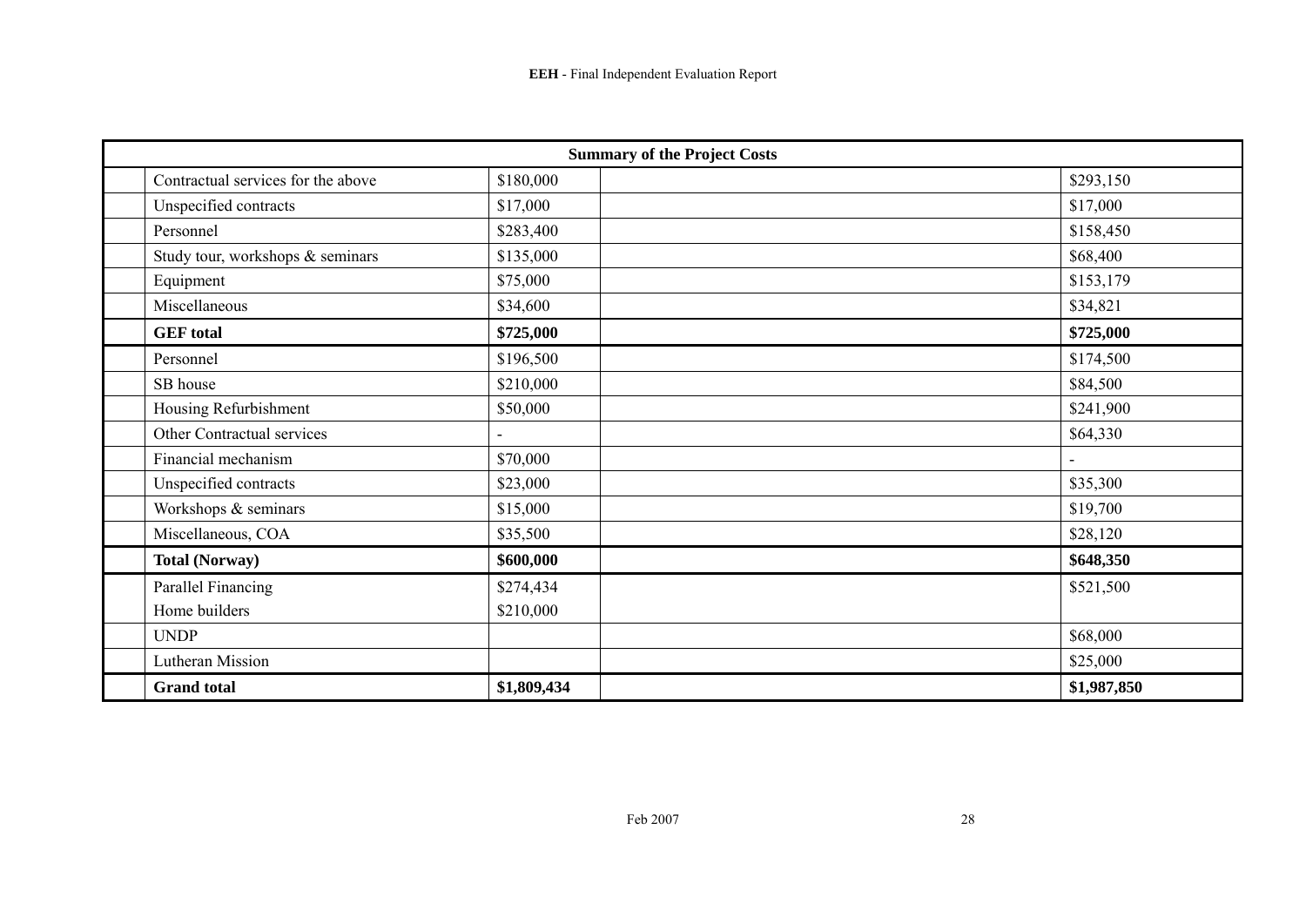| Summary of the Project Costs | | | | |
|---|---|---|---|---|
| | Contractual services for the above | $180,000 | | $293,150 |
| | Unspecified contracts | $17,000 | | $17,000 |
| | Personnel | $283,400 | | $158,450 |
| | Study tour, workshops & seminars | $135,000 | | $68,400 |
| | Equipment | $75,000 | | $153,179 |
| | Miscellaneous | $34,600 | | $34,821 |
| | **GEF total** | **$725,000** | | **$725,000** |
| | Personnel | $196,500 | | $174,500 |
| | SB house | $210,000 | | $84,500 |
| | Housing Refurbishment | $50,000 | | $241,900 |
| | Other Contractual services | - | | $64,330 |
| | Financial mechanism | $70,000 | | - |
| | Unspecified contracts | $23,000 | | $35,300 |
| | Workshops & seminars | $15,000 | | $19,700 |
| | Miscellaneous, COA | $35,500 | | $28,120 |
| | **Total (Norway)** | **$600,000** | | **$648,350** |
| | Parallel Financing<br>Home builders | $274,434<br>$210,000 | | $521,500 |
| | UNDP | | | $68,000 |
| | Lutheran Mission | | | $25,000 |
| | **Grand total** | **$1,809,434** | | **$1,987,850** |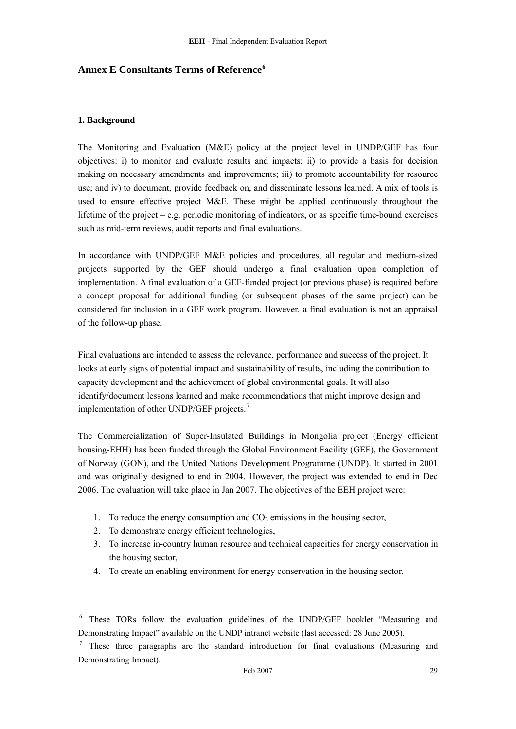## Annex E Consultants Terms of Reference[6]

### 1. Background

The Monitoring and Evaluation (M&E) policy at the project level in UNDP/GEF has four objectives: i) to monitor and evaluate results and impacts; ii) to provide a basis for decision making on necessary amendments and improvements; iii) to promote accountability for resource use; and iv) to document, provide feedback on, and disseminate lessons learned. A mix of tools is used to ensure effective project M&E. These might be applied continuously throughout the lifetime of the project – e.g. periodic monitoring of indicators, or as specific time-bound exercises such as mid-term reviews, audit reports and final evaluations.

In accordance with UNDP/GEF M&E policies and procedures, all regular and medium-sized projects supported by the GEF should undergo a final evaluation upon completion of implementation. A final evaluation of a GEF-funded project (or previous phase) is required before a concept proposal for additional funding (or subsequent phases of the same project) can be considered for inclusion in a GEF work program. However, a final evaluation is not an appraisal of the follow-up phase.

Final evaluations are intended to assess the relevance, performance and success of the project. It looks at early signs of potential impact and sustainability of results, including the contribution to capacity development and the achievement of global environmental goals. It will also identify/document lessons learned and make recommendations that might improve design and implementation of other UNDP/GEF projects.[7]

The Commercialization of Super-Insulated Buildings in Mongolia project (Energy efficient housing-EHH) has been funded through the Global Environment Facility (GEF), the Government of Norway (GON), and the United Nations Development Programme (UNDP). It started in 2001 and was originally designed to end in 2004. However, the project was extended to end in Dec 2006. The evaluation will take place in Jan 2007. The objectives of the EEH project were:

1. To reduce the energy consumption and $CO_2$ emissions in the housing sector,
2. To demonstrate energy efficient technologies,
3. To increase in-country human resource and technical capacities for energy conservation in the housing sector,
4. To create an enabling environment for energy conservation in the housing sector.

---

[6] These TORs follow the evaluation guidelines of the UNDP/GEF booklet "Measuring and Demonstrating Impact" available on the UNDP intranet website (last accessed: 28 June 2005).

[7] These three paragraphs are the standard introduction for final evaluations (Measuring and Demonstrating Impact).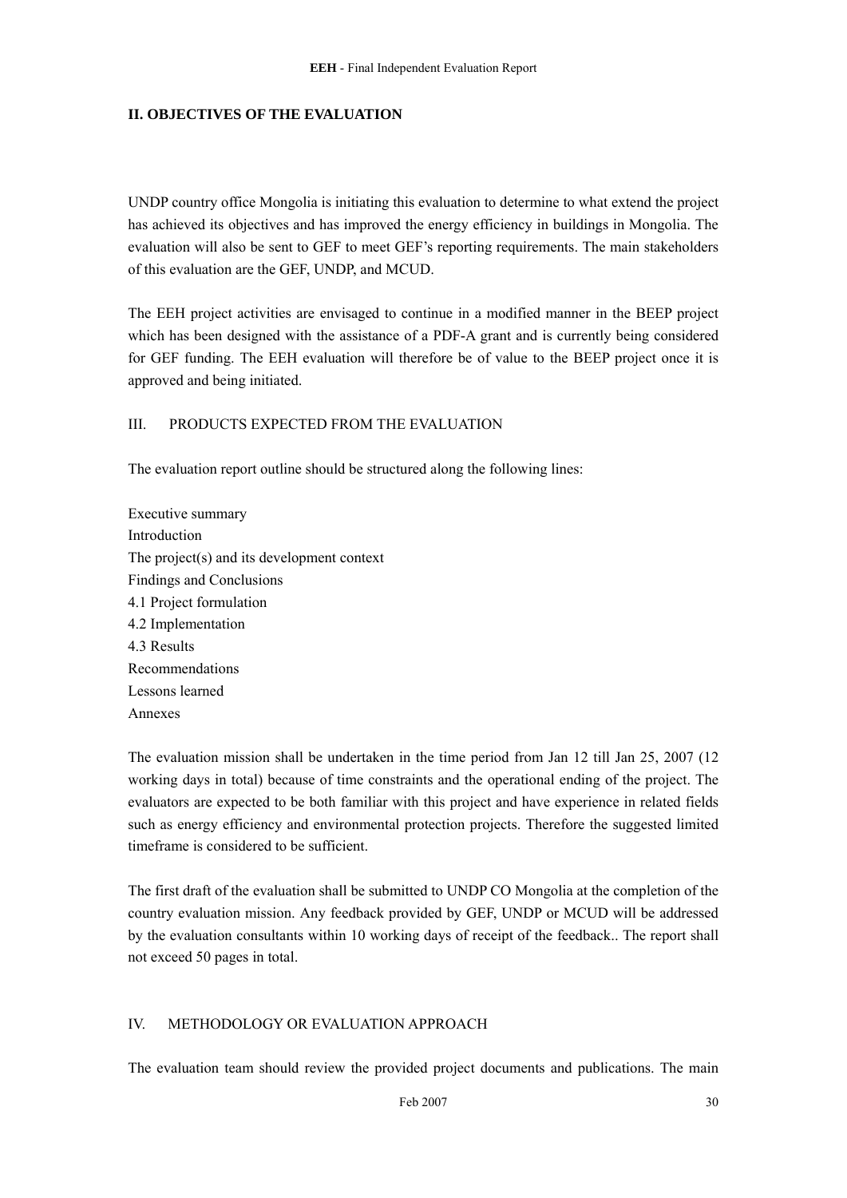## II. OBJECTIVES OF THE EVALUATION

UNDP country office Mongolia is initiating this evaluation to determine to what extend the project has achieved its objectives and has improved the energy efficiency in buildings in Mongolia. The evaluation will also be sent to GEF to meet GEF's reporting requirements. The main stakeholders of this evaluation are the GEF, UNDP, and MCUD.

The EEH project activities are envisaged to continue in a modified manner in the BEEP project which has been designed with the assistance of a PDF-A grant and is currently being considered for GEF funding. The EEH evaluation will therefore be of value to the BEEP project once it is approved and being initiated.

## III. PRODUCTS EXPECTED FROM THE EVALUATION

The evaluation report outline should be structured along the following lines:

Executive summary
Introduction
The project(s) and its development context
Findings and Conclusions
4.1 Project formulation
4.2 Implementation
4.3 Results
Recommendations
Lessons learned
Annexes

The evaluation mission shall be undertaken in the time period from Jan 12 till Jan 25, 2007 (12 working days in total) because of time constraints and the operational ending of the project. The evaluators are expected to be both familiar with this project and have experience in related fields such as energy efficiency and environmental protection projects. Therefore the suggested limited timeframe is considered to be sufficient.

The first draft of the evaluation shall be submitted to UNDP CO Mongolia at the completion of the country evaluation mission. Any feedback provided by GEF, UNDP or MCUD will be addressed by the evaluation consultants within 10 working days of receipt of the feedback.. The report shall not exceed 50 pages in total.

## IV. METHODOLOGY OR EVALUATION APPROACH

The evaluation team should review the provided project documents and publications. The main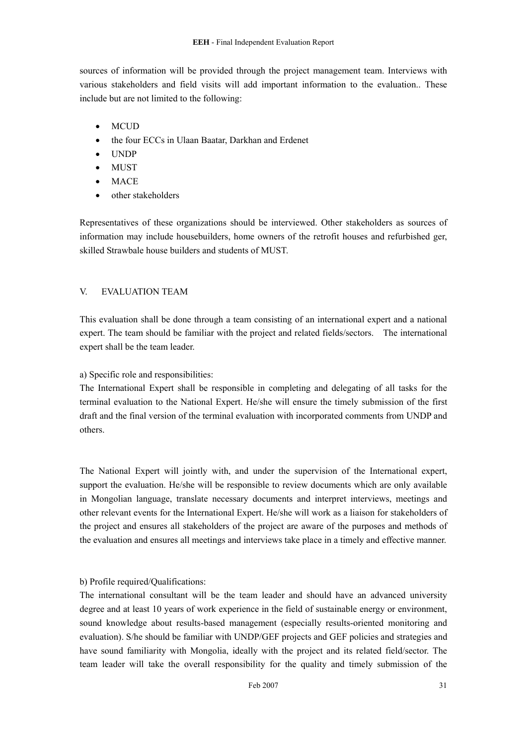sources of information will be provided through the project management team. Interviews with various stakeholders and field visits will add important information to the evaluation.. These include but are not limited to the following:

- MCUD
- the four ECCs in Ulaan Baatar, Darkhan and Erdenet
- UNDP
- MUST
- MACE
- other stakeholders

Representatives of these organizations should be interviewed. Other stakeholders as sources of information may include housebuilders, home owners of the retrofit houses and refurbished ger, skilled Strawbale house builders and students of MUST.

## V. EVALUATION TEAM

This evaluation shall be done through a team consisting of an international expert and a national expert. The team should be familiar with the project and related fields/sectors. The international expert shall be the team leader.

a) Specific role and responsibilities:
The International Expert shall be responsible in completing and delegating of all tasks for the terminal evaluation to the National Expert. He/she will ensure the timely submission of the first draft and the final version of the terminal evaluation with incorporated comments from UNDP and others.

The National Expert will jointly with, and under the supervision of the International expert, support the evaluation. He/she will be responsible to review documents which are only available in Mongolian language, translate necessary documents and interpret interviews, meetings and other relevant events for the International Expert. He/she will work as a liaison for stakeholders of the project and ensures all stakeholders of the project are aware of the purposes and methods of the evaluation and ensures all meetings and interviews take place in a timely and effective manner.

b) Profile required/Qualifications:
The international consultant will be the team leader and should have an advanced university degree and at least 10 years of work experience in the field of sustainable energy or environment, sound knowledge about results-based management (especially results-oriented monitoring and evaluation). S/he should be familiar with UNDP/GEF projects and GEF policies and strategies and have sound familiarity with Mongolia, ideally with the project and its related field/sector. The team leader will take the overall responsibility for the quality and timely submission of the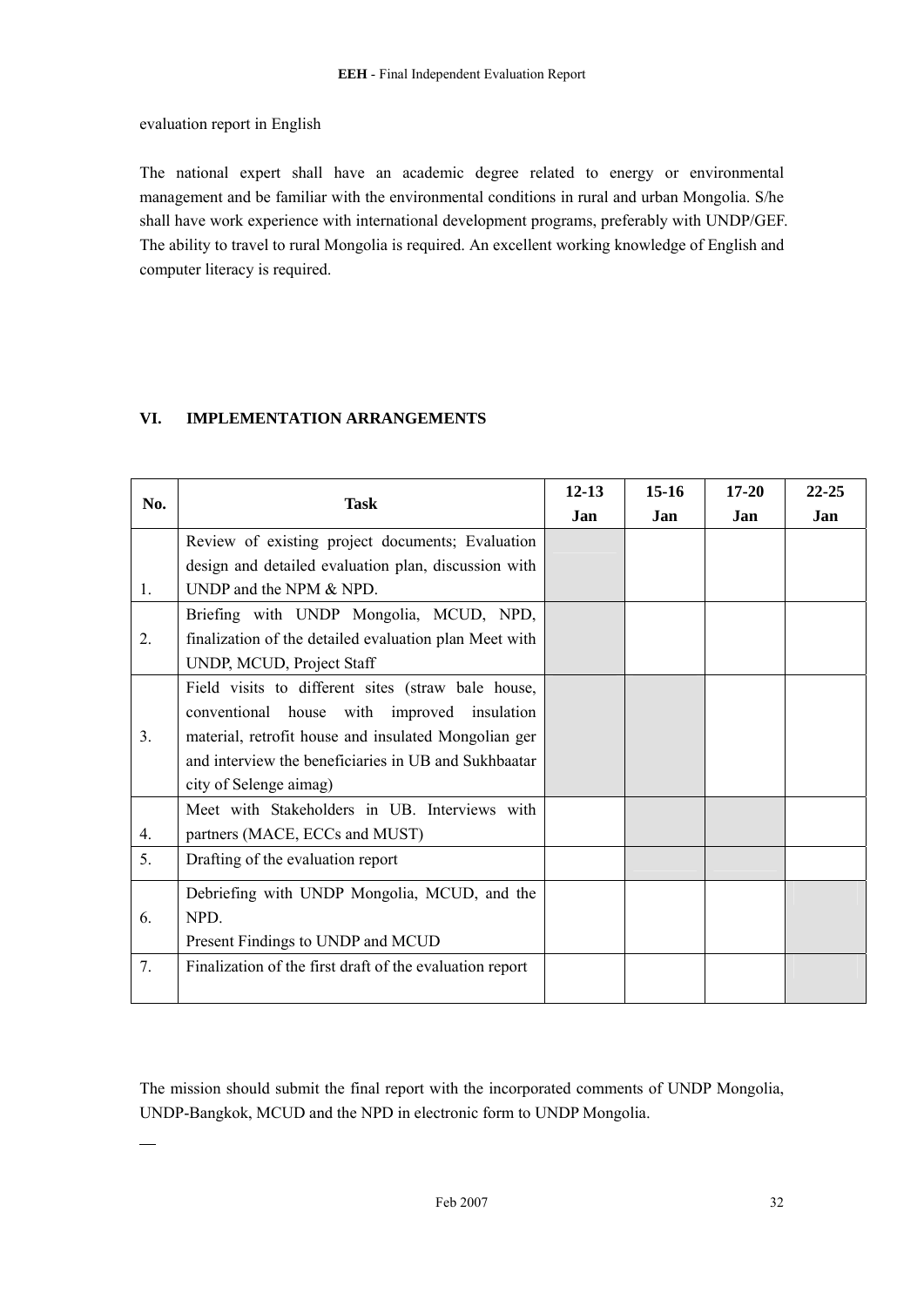evaluation report in English

The national expert shall have an academic degree related to energy or environmental management and be familiar with the environmental conditions in rural and urban Mongolia. S/he shall have work experience with international development programs, preferably with UNDP/GEF. The ability to travel to rural Mongolia is required. An excellent working knowledge of English and computer literacy is required.

## VI. IMPLEMENTATION ARRANGEMENTS

| No. | Task | 12-13 Jan | 15-16 Jan | 17-20 Jan | 22-25 Jan |
|---|---|---|---|---|---|
| 1. | Review of existing project documents; Evaluation design and detailed evaluation plan, discussion with UNDP and the NPM & NPD. | | | | |
| 2. | Briefing with UNDP Mongolia, MCUD, NPD, finalization of the detailed evaluation plan Meet with UNDP, MCUD, Project Staff | | | | |
| 3. | Field visits to different sites (straw bale house, conventional house with improved insulation material, retrofit house and insulated Mongolian ger and interview the beneficiaries in UB and Sukhbaatar city of Selenge aimag) | | | | |
| 4. | Meet with Stakeholders in UB. Interviews with partners (MACE, ECCs and MUST) | | | | |
| 5. | Drafting of the evaluation report | | | | |
| 6. | Debriefing with UNDP Mongolia, MCUD, and the NPD.<br>Present Findings to UNDP and MCUD | | | | |
| 7. | Finalization of the first draft of the evaluation report | | | | |

The mission should submit the final report with the incorporated comments of UNDP Mongolia, UNDP-Bangkok, MCUD and the NPD in electronic form to UNDP Mongolia.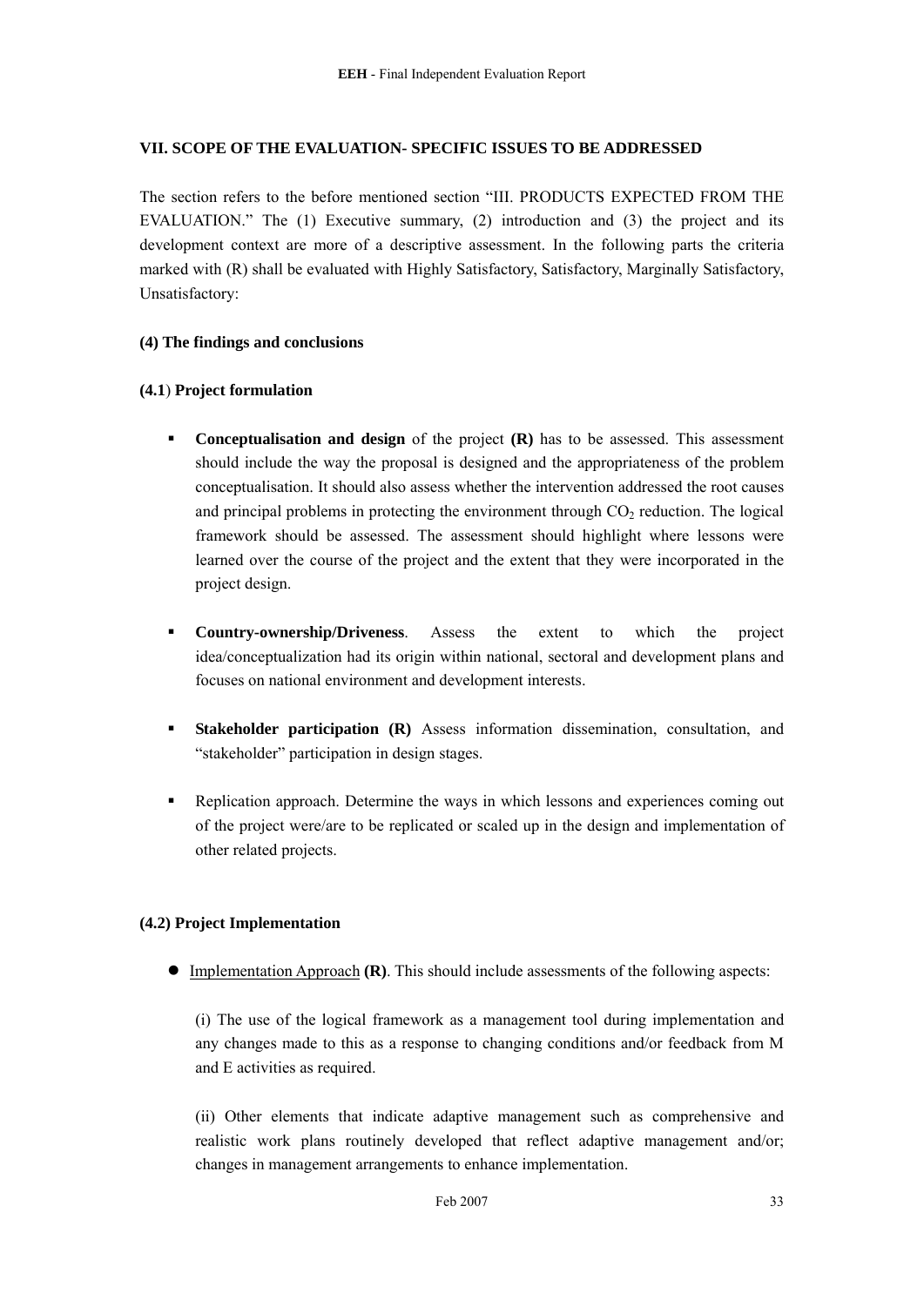## VII. SCOPE OF THE EVALUATION- SPECIFIC ISSUES TO BE ADDRESSED

The section refers to the before mentioned section "III. PRODUCTS EXPECTED FROM THE EVALUATION." The (1) Executive summary, (2) introduction and (3) the project and its development context are more of a descriptive assessment. In the following parts the criteria marked with (R) shall be evaluated with Highly Satisfactory, Satisfactory, Marginally Satisfactory, Unsatisfactory:

**(4) The findings and conclusions**

**(4.1) Project formulation**

- **Conceptualisation and design** of the project **(R)** has to be assessed. This assessment should include the way the proposal is designed and the appropriateness of the problem conceptualisation. It should also assess whether the intervention addressed the root causes and principal problems in protecting the environment through $CO_2$ reduction. The logical framework should be assessed. The assessment should highlight where lessons were learned over the course of the project and the extent that they were incorporated in the project design.

- **Country-ownership/Driveness**. Assess the extent to which the project idea/conceptualization had its origin within national, sectoral and development plans and focuses on national environment and development interests.

- **Stakeholder participation (R)** Assess information dissemination, consultation, and "stakeholder" participation in design stages.

- Replication approach. Determine the ways in which lessons and experiences coming out of the project were/are to be replicated or scaled up in the design and implementation of other related projects.

**(4.2) Project Implementation**

- Implementation Approach **(R)**. This should include assessments of the following aspects:

  (i) The use of the logical framework as a management tool during implementation and any changes made to this as a response to changing conditions and/or feedback from M and E activities as required.

  (ii) Other elements that indicate adaptive management such as comprehensive and realistic work plans routinely developed that reflect adaptive management and/or; changes in management arrangements to enhance implementation.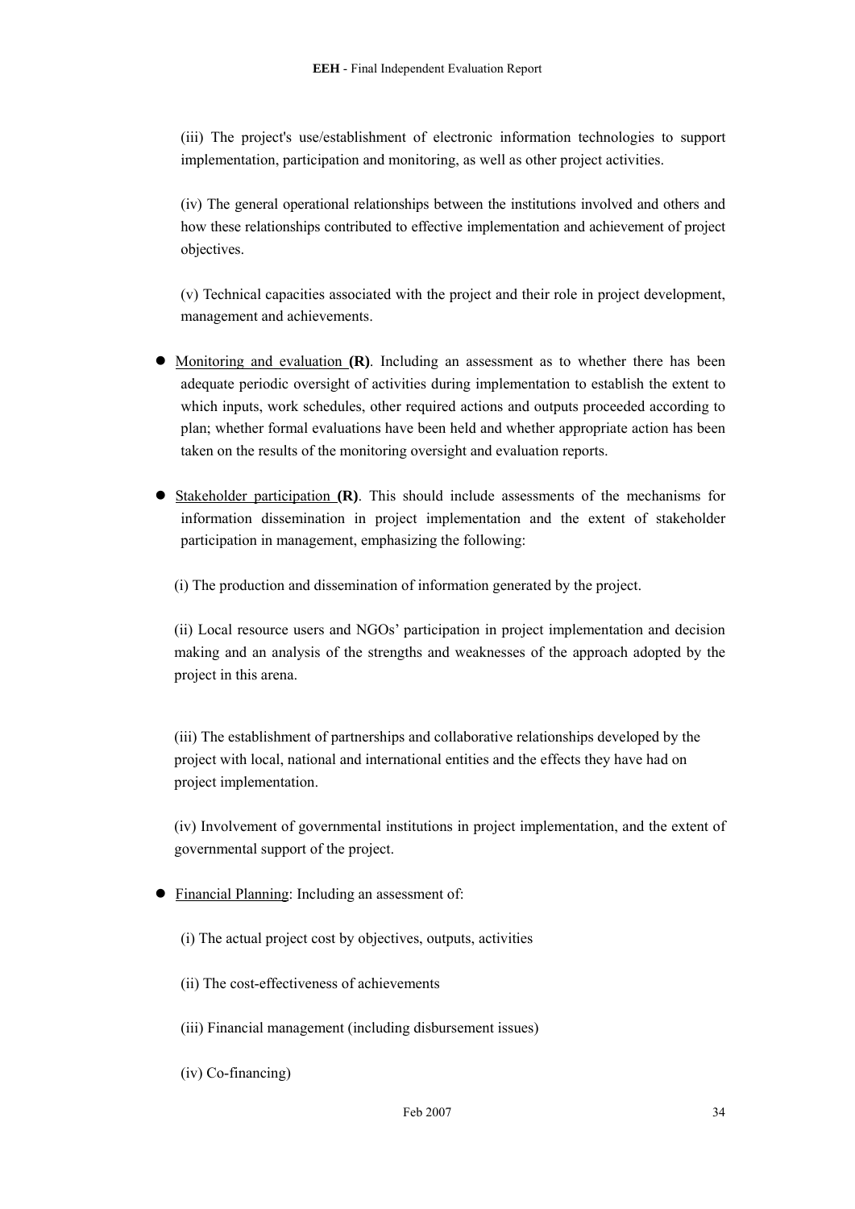(iii) The project's use/establishment of electronic information technologies to support implementation, participation and monitoring, as well as other project activities.

(iv) The general operational relationships between the institutions involved and others and how these relationships contributed to effective implementation and achievement of project objectives.

(v) Technical capacities associated with the project and their role in project development, management and achievements.

- Monitoring and evaluation **(R)**. Including an assessment as to whether there has been adequate periodic oversight of activities during implementation to establish the extent to which inputs, work schedules, other required actions and outputs proceeded according to plan; whether formal evaluations have been held and whether appropriate action has been taken on the results of the monitoring oversight and evaluation reports.

- Stakeholder participation **(R)**. This should include assessments of the mechanisms for information dissemination in project implementation and the extent of stakeholder participation in management, emphasizing the following:

(i) The production and dissemination of information generated by the project.

(ii) Local resource users and NGOs' participation in project implementation and decision making and an analysis of the strengths and weaknesses of the approach adopted by the project in this arena.

(iii) The establishment of partnerships and collaborative relationships developed by the project with local, national and international entities and the effects they have had on project implementation.

(iv) Involvement of governmental institutions in project implementation, and the extent of governmental support of the project.

- Financial Planning: Including an assessment of:

(i) The actual project cost by objectives, outputs, activities

(ii) The cost-effectiveness of achievements

(iii) Financial management (including disbursement issues)

(iv) Co-financing)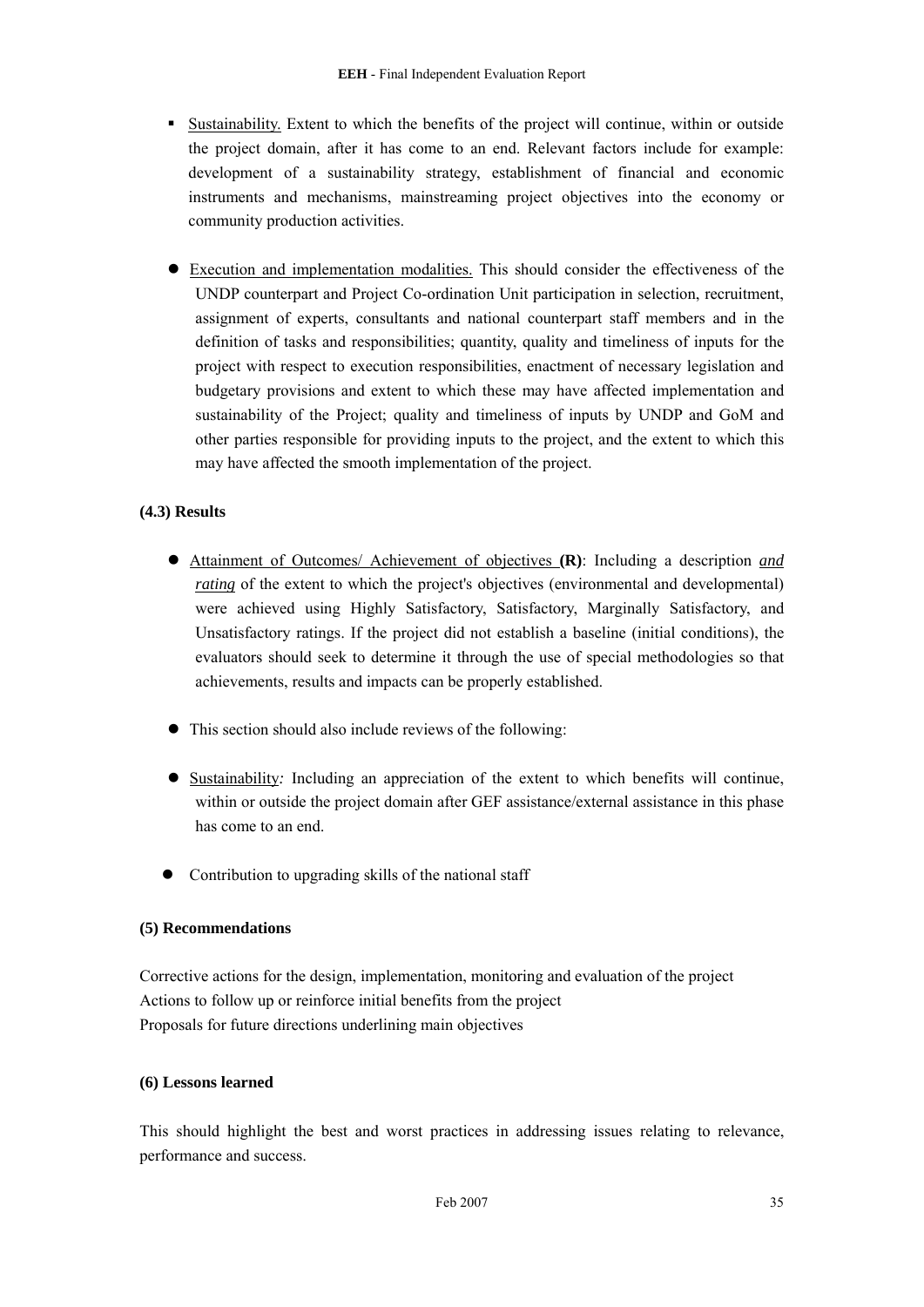- Sustainability. Extent to which the benefits of the project will continue, within or outside the project domain, after it has come to an end. Relevant factors include for example: development of a sustainability strategy, establishment of financial and economic instruments and mechanisms, mainstreaming project objectives into the economy or community production activities.

- Execution and implementation modalities. This should consider the effectiveness of the UNDP counterpart and Project Co-ordination Unit participation in selection, recruitment, assignment of experts, consultants and national counterpart staff members and in the definition of tasks and responsibilities; quantity, quality and timeliness of inputs for the project with respect to execution responsibilities, enactment of necessary legislation and budgetary provisions and extent to which these may have affected implementation and sustainability of the Project; quality and timeliness of inputs by UNDP and GoM and other parties responsible for providing inputs to the project, and the extent to which this may have affected the smooth implementation of the project.

**(4.3) Results**

- Attainment of Outcomes/ Achievement of objectives **(R)**: Including a description ***and rating*** of the extent to which the project's objectives (environmental and developmental) were achieved using Highly Satisfactory, Satisfactory, Marginally Satisfactory, and Unsatisfactory ratings. If the project did not establish a baseline (initial conditions), the evaluators should seek to determine it through the use of special methodologies so that achievements, results and impacts can be properly established.

- This section should also include reviews of the following:

- Sustainability*:* Including an appreciation of the extent to which benefits will continue, within or outside the project domain after GEF assistance/external assistance in this phase has come to an end.

- Contribution to upgrading skills of the national staff

**(5) Recommendations**

Corrective actions for the design, implementation, monitoring and evaluation of the project
Actions to follow up or reinforce initial benefits from the project
Proposals for future directions underlining main objectives

**(6) Lessons learned**

This should highlight the best and worst practices in addressing issues relating to relevance, performance and success.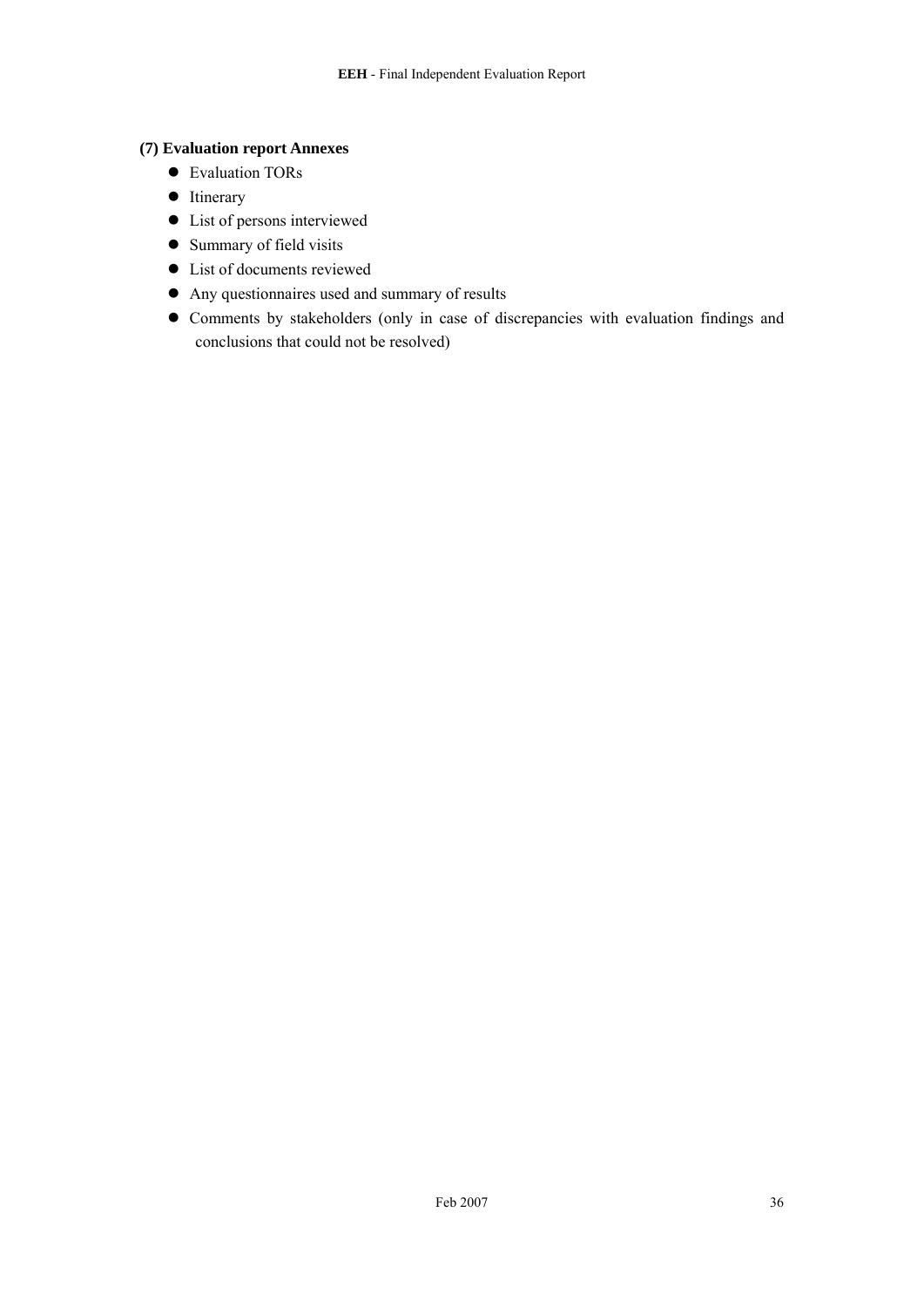**(7) Evaluation report Annexes**

- Evaluation TORs
- Itinerary
- List of persons interviewed
- Summary of field visits
- List of documents reviewed
- Any questionnaires used and summary of results
- Comments by stakeholders (only in case of discrepancies with evaluation findings and conclusions that could not be resolved)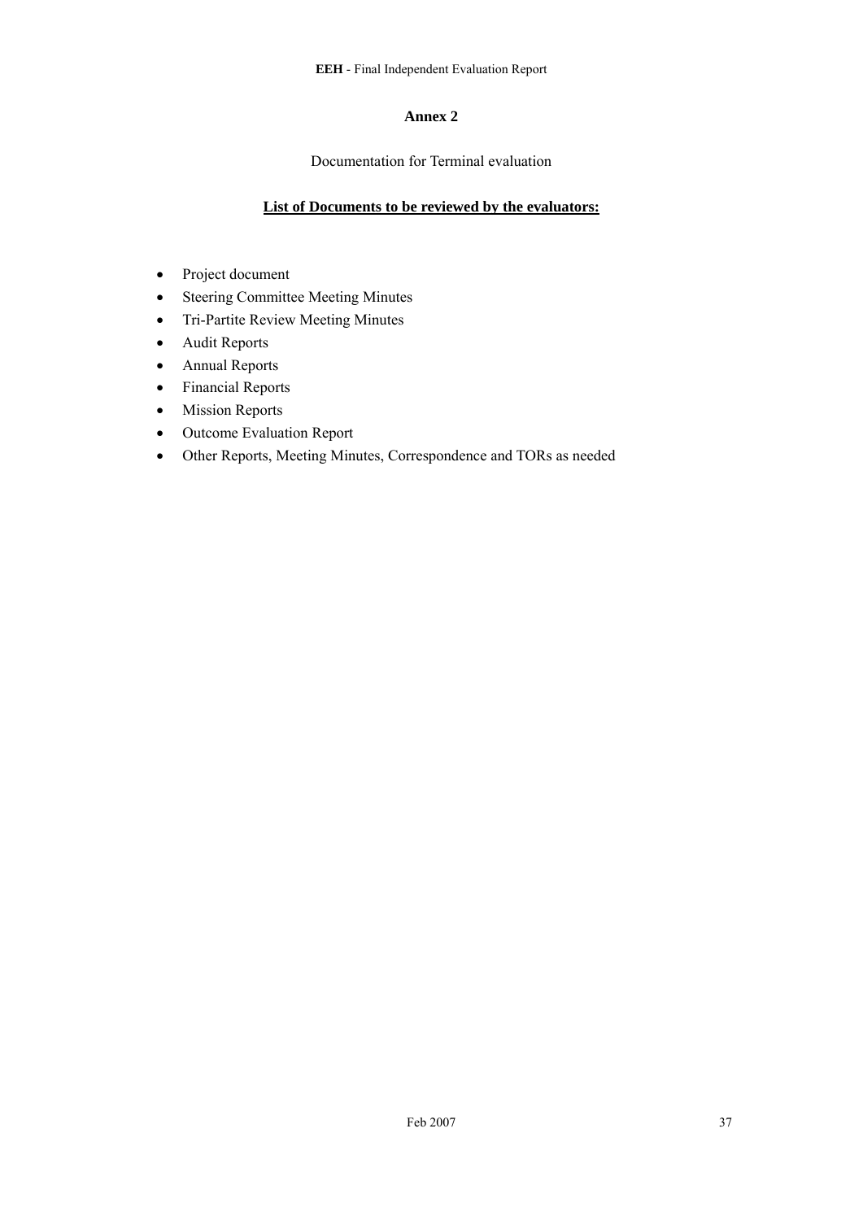## Annex 2

Documentation for Terminal evaluation

**List of Documents to be reviewed by the evaluators:**

- Project document
- Steering Committee Meeting Minutes
- Tri-Partite Review Meeting Minutes
- Audit Reports
- Annual Reports
- Financial Reports
- Mission Reports
- Outcome Evaluation Report
- Other Reports, Meeting Minutes, Correspondence and TORs as needed